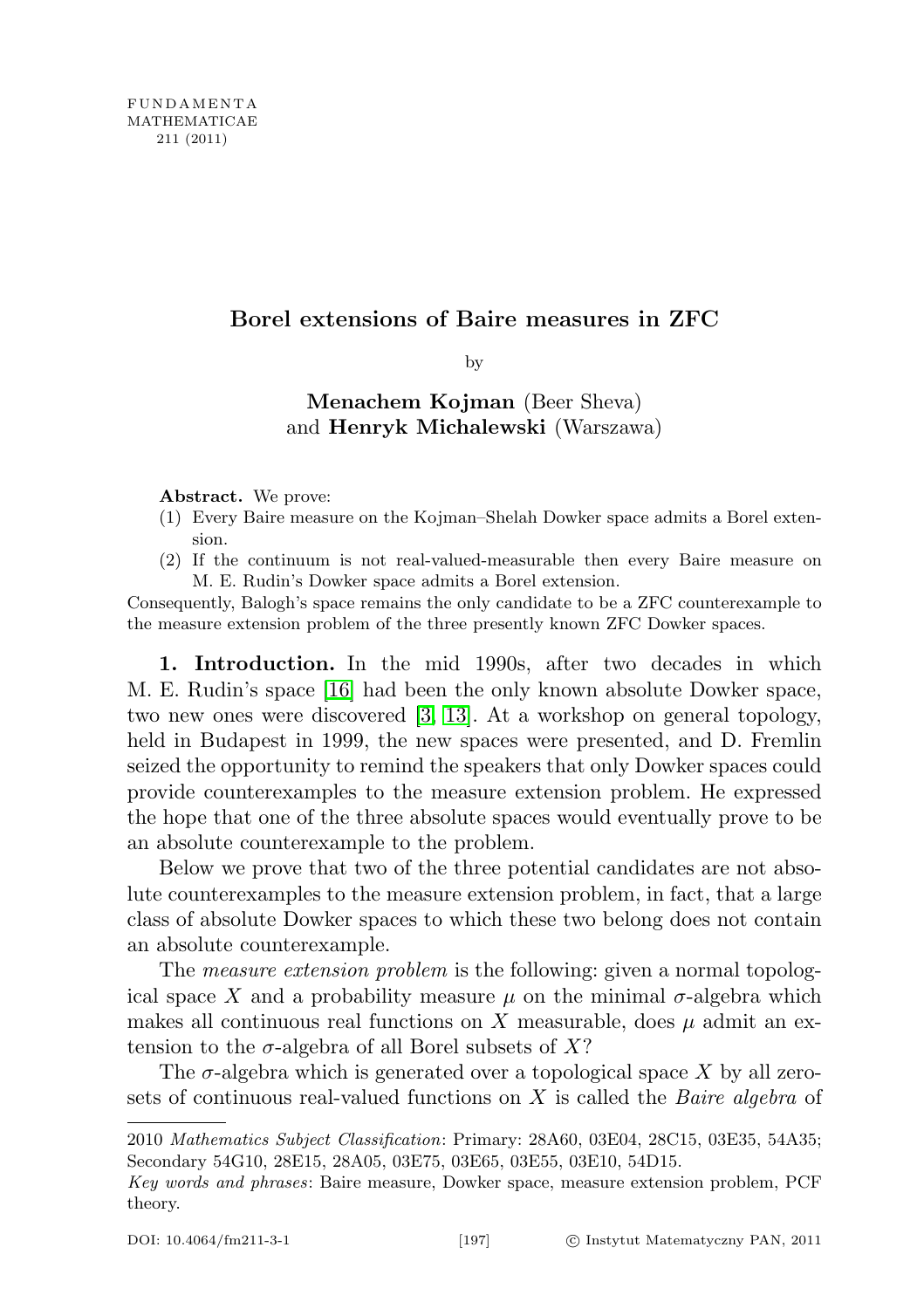# Borel extensions of Baire measures in ZFC

by

**Menachem Kojman** (Beer Sheva)
and **Henryk Michalewski** (Warszawa)

**Abstract.** We prove:

1. Every Baire measure on the Kojman–Shelah Dowker space admits a Borel extension.
2. If the continuum is not real-valued-measurable then every Baire measure on M. E. Rudin's Dowker space admits a Borel extension.

Consequently, Balogh's space remains the only candidate to be a ZFC counterexample to the measure extension problem of the three presently known ZFC Dowker spaces.

**1. Introduction.** In the mid 1990s, after two decades in which M. E. Rudin's space [16] had been the only known absolute Dowker space, two new ones were discovered [3, 13]. At a workshop on general topology, held in Budapest in 1999, the new spaces were presented, and D. Fremlin seized the opportunity to remind the speakers that only Dowker spaces could provide counterexamples to the measure extension problem. He expressed the hope that one of the three absolute spaces would eventually prove to be an absolute counterexample to the problem.

Below we prove that two of the three potential candidates are not absolute counterexamples to the measure extension problem, in fact, that a large class of absolute Dowker spaces to which these two belong does not contain an absolute counterexample.

The *measure extension problem* is the following: given a normal topological space $X$ and a probability measure $\mu$ on the minimal $\sigma$-algebra which makes all continuous real functions on $X$ measurable, does $\mu$ admit an extension to the $\sigma$-algebra of all Borel subsets of $X$?

The $\sigma$-algebra which is generated over a topological space $X$ by all zero-sets of continuous real-valued functions on $X$ is called the *Baire algebra* of

---

2010 *Mathematics Subject Classification*: Primary: 28A60, 03E04, 28C15, 03E35, 54A35; Secondary 54G10, 28E15, 28A05, 03E75, 03E65, 03E55, 03E10, 54D15.

*Key words and phrases*: Baire measure, Dowker space, measure extension problem, PCF theory.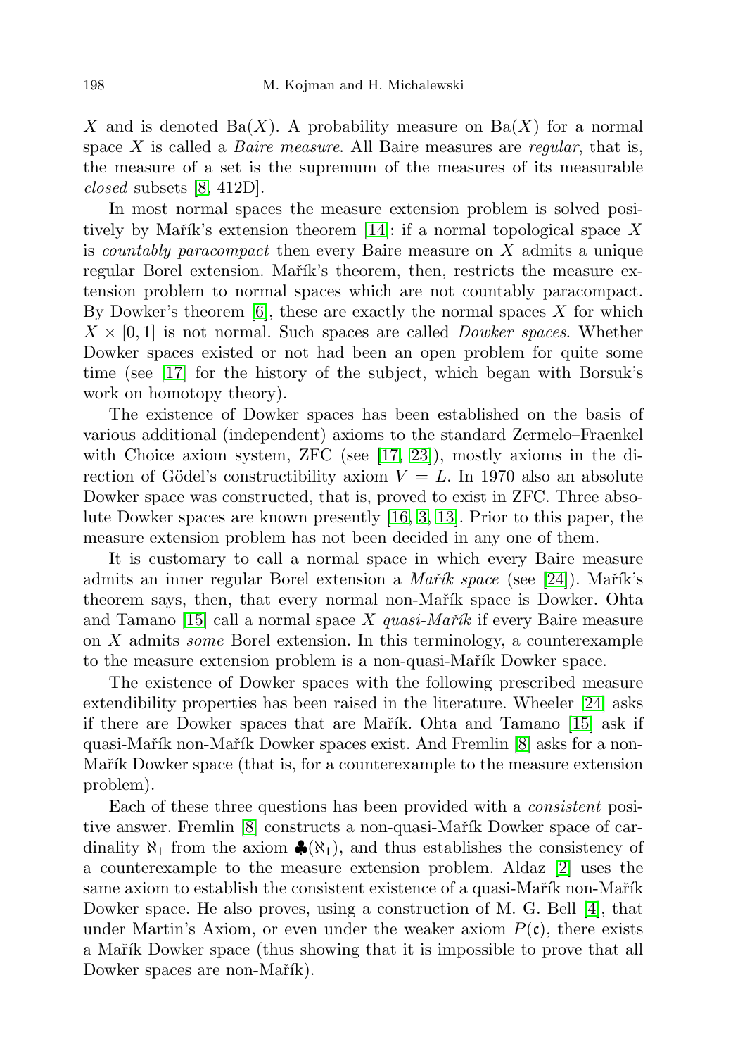$X$ and is denoted $\mathrm{Ba}(X)$. A probability measure on $\mathrm{Ba}(X)$ for a normal space $X$ is called a *Baire measure*. All Baire measures are *regular*, that is, the measure of a set is the supremum of the measures of its measurable *closed* subsets [8, 412D].

In most normal spaces the measure extension problem is solved positively by Mařík's extension theorem [14]: if a normal topological space $X$ is *countably paracompact* then every Baire measure on $X$ admits a unique regular Borel extension. Mařík's theorem, then, restricts the measure extension problem to normal spaces which are not countably paracompact. By Dowker's theorem [6], these are exactly the normal spaces $X$ for which $X \times [0,1]$ is not normal. Such spaces are called *Dowker spaces*. Whether Dowker spaces existed or not had been an open problem for quite some time (see [17] for the history of the subject, which began with Borsuk's work on homotopy theory).

The existence of Dowker spaces has been established on the basis of various additional (independent) axioms to the standard Zermelo–Fraenkel with Choice axiom system, ZFC (see [17, 23]), mostly axioms in the direction of Gödel's constructibility axiom $V = L$. In 1970 also an absolute Dowker space was constructed, that is, proved to exist in ZFC. Three absolute Dowker spaces are known presently [16, 3, 13]. Prior to this paper, the measure extension problem has not been decided in any one of them.

It is customary to call a normal space in which every Baire measure admits an inner regular Borel extension a *Mařík space* (see [24]). Mařík's theorem says, then, that every normal non-Mařík space is Dowker. Ohta and Tamano [15] call a normal space $X$ *quasi-Mařík* if every Baire measure on $X$ admits *some* Borel extension. In this terminology, a counterexample to the measure extension problem is a non-quasi-Mařík Dowker space.

The existence of Dowker spaces with the following prescribed measure extendibility properties has been raised in the literature. Wheeler [24] asks if there are Dowker spaces that are Mařík. Ohta and Tamano [15] ask if quasi-Mařík non-Mařík Dowker spaces exist. And Fremlin [8] asks for a non-Mařík Dowker space (that is, for a counterexample to the measure extension problem).

Each of these three questions has been provided with a *consistent* positive answer. Fremlin [8] constructs a non-quasi-Mařík Dowker space of cardinality $\aleph_1$ from the axiom $\clubsuit(\aleph_1)$, and thus establishes the consistency of a counterexample to the measure extension problem. Aldaz [2] uses the same axiom to establish the consistent existence of a quasi-Mařík non-Mařík Dowker space. He also proves, using a construction of M. G. Bell [4], that under Martin's Axiom, or even under the weaker axiom $P(\mathfrak{c})$, there exists a Mařík Dowker space (thus showing that it is impossible to prove that all Dowker spaces are non-Mařík).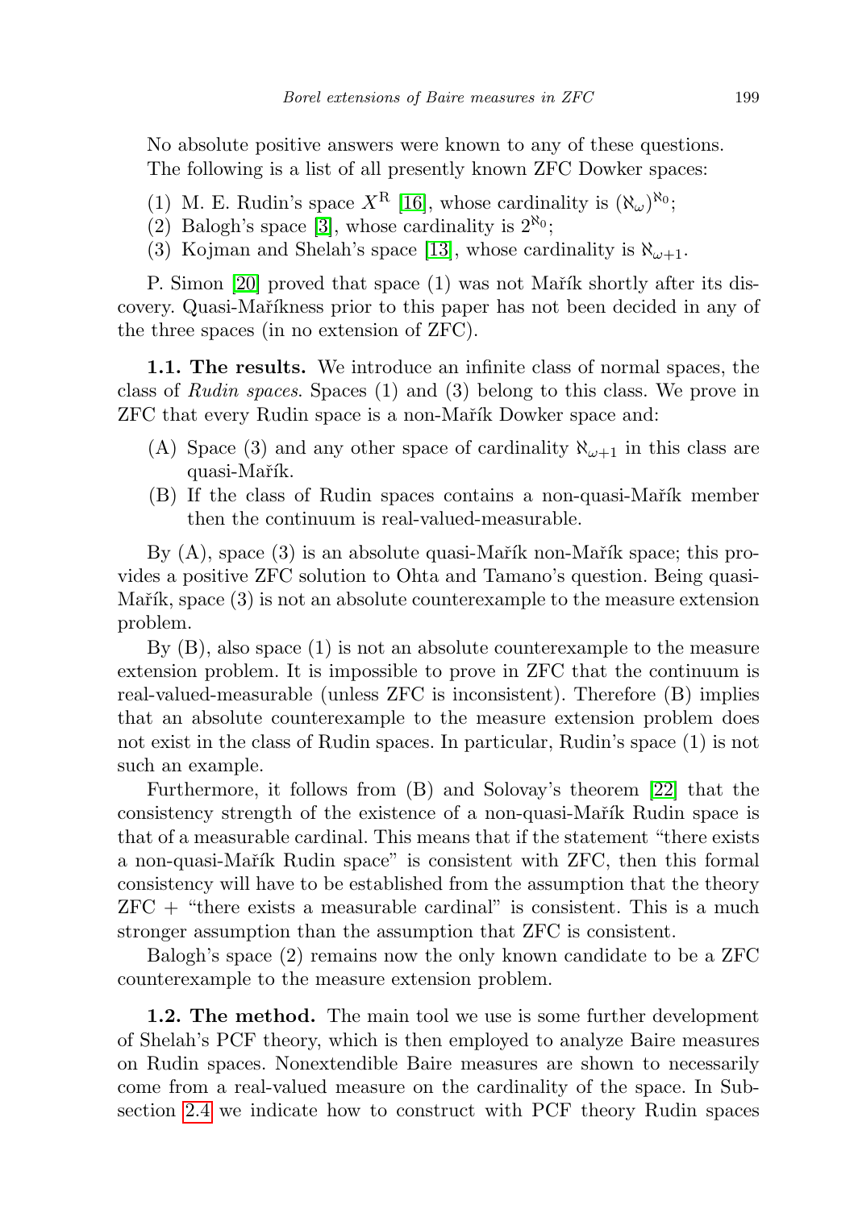No absolute positive answers were known to any of these questions.

The following is a list of all presently known ZFC Dowker spaces:

(1) M. E. Rudin's space $X^{\rm R}$ [16], whose cardinality is $(\aleph_\omega)^{\aleph_0}$;
(2) Balogh's space [3], whose cardinality is $2^{\aleph_0}$;
(3) Kojman and Shelah's space [13], whose cardinality is $\aleph_{\omega+1}$.

P. Simon [20] proved that space (1) was not Mařík shortly after its discovery. Quasi-Maříkness prior to this paper has not been decided in any of the three spaces (in no extension of ZFC).

**1.1. The results.** We introduce an infinite class of normal spaces, the class of *Rudin spaces*. Spaces (1) and (3) belong to this class. We prove in ZFC that every Rudin space is a non-Mařík Dowker space and:

(A) Space (3) and any other space of cardinality $\aleph_{\omega+1}$ in this class are quasi-Mařík.
(B) If the class of Rudin spaces contains a non-quasi-Mařík member then the continuum is real-valued-measurable.

By (A), space (3) is an absolute quasi-Mařík non-Mařík space; this provides a positive ZFC solution to Ohta and Tamano's question. Being quasi-Mařík, space (3) is not an absolute counterexample to the measure extension problem.

By (B), also space (1) is not an absolute counterexample to the measure extension problem. It is impossible to prove in ZFC that the continuum is real-valued-measurable (unless ZFC is inconsistent). Therefore (B) implies that an absolute counterexample to the measure extension problem does not exist in the class of Rudin spaces. In particular, Rudin's space (1) is not such an example.

Furthermore, it follows from (B) and Solovay's theorem [22] that the consistency strength of the existence of a non-quasi-Mařík Rudin space is that of a measurable cardinal. This means that if the statement "there exists a non-quasi-Mařík Rudin space" is consistent with ZFC, then this formal consistency will have to be established from the assumption that the theory ZFC + "there exists a measurable cardinal" is consistent. This is a much stronger assumption than the assumption that ZFC is consistent.

Balogh's space (2) remains now the only known candidate to be a ZFC counterexample to the measure extension problem.

**1.2. The method.** The main tool we use is some further development of Shelah's PCF theory, which is then employed to analyze Baire measures on Rudin spaces. Nonextendible Baire measures are shown to necessarily come from a real-valued measure on the cardinality of the space. In Subsection 2.4 we indicate how to construct with PCF theory Rudin spaces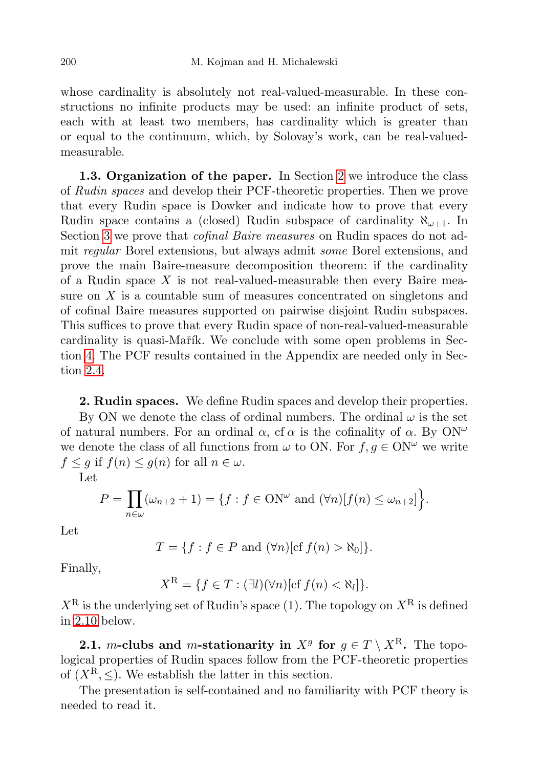whose cardinality is absolutely not real-valued-measurable. In these constructions no infinite products may be used: an infinite product of sets, each with at least two members, has cardinality which is greater than or equal to the continuum, which, by Solovay's work, can be real-valued-measurable.

**1.3. Organization of the paper.** In Section 2 we introduce the class of *Rudin spaces* and develop their PCF-theoretic properties. Then we prove that every Rudin space is Dowker and indicate how to prove that every Rudin space contains a (closed) Rudin subspace of cardinality $\aleph_{\omega+1}$. In Section 3 we prove that *cofinal Baire measures* on Rudin spaces do not admit *regular* Borel extensions, but always admit *some* Borel extensions, and prove the main Baire-measure decomposition theorem: if the cardinality of a Rudin space $X$ is not real-valued-measurable then every Baire measure on $X$ is a countable sum of measures concentrated on singletons and of cofinal Baire measures supported on pairwise disjoint Rudin subspaces. This suffices to prove that every Rudin space of non-real-valued-measurable cardinality is quasi-Mařík. We conclude with some open problems in Section 4. The PCF results contained in the Appendix are needed only in Section 2.4.

## 2. Rudin spaces.

We define Rudin spaces and develop their properties.

By ON we denote the class of ordinal numbers. The ordinal $\omega$ is the set of natural numbers. For an ordinal $\alpha$, $\operatorname{cf}\alpha$ is the cofinality of $\alpha$. By $\mathrm{ON}^\omega$ we denote the class of all functions from $\omega$ to ON. For $f, g \in \mathrm{ON}^\omega$ we write $f \le g$ if $f(n) \le g(n)$ for all $n \in \omega$.

Let

$$P = \prod_{n\in\omega}(\omega_{n+2}+1) = \Big\{f : f \in \mathrm{ON}^\omega \text{ and } (\forall n)[f(n) \le \omega_{n+2}]\Big\}.$$

Let

$$T = \{f : f \in P \text{ and } (\forall n)[\operatorname{cf} f(n) > \aleph_0]\}.$$

Finally,

$$X^{\mathrm{R}} = \{f \in T : (\exists l)(\forall n)[\operatorname{cf} f(n) < \aleph_l]\}.$$

$X^{\mathrm{R}}$ is the underlying set of Rudin's space (1). The topology on $X^{\mathrm{R}}$ is defined in 2.10 below.

**2.1. $m$-clubs and $m$-stationarity in $X^g$ for $g \in T \setminus X^{\mathrm{R}}$.** The topological properties of Rudin spaces follow from the PCF-theoretic properties of $(X^{\mathrm{R}}, \le)$. We establish the latter in this section.

The presentation is self-contained and no familiarity with PCF theory is needed to read it.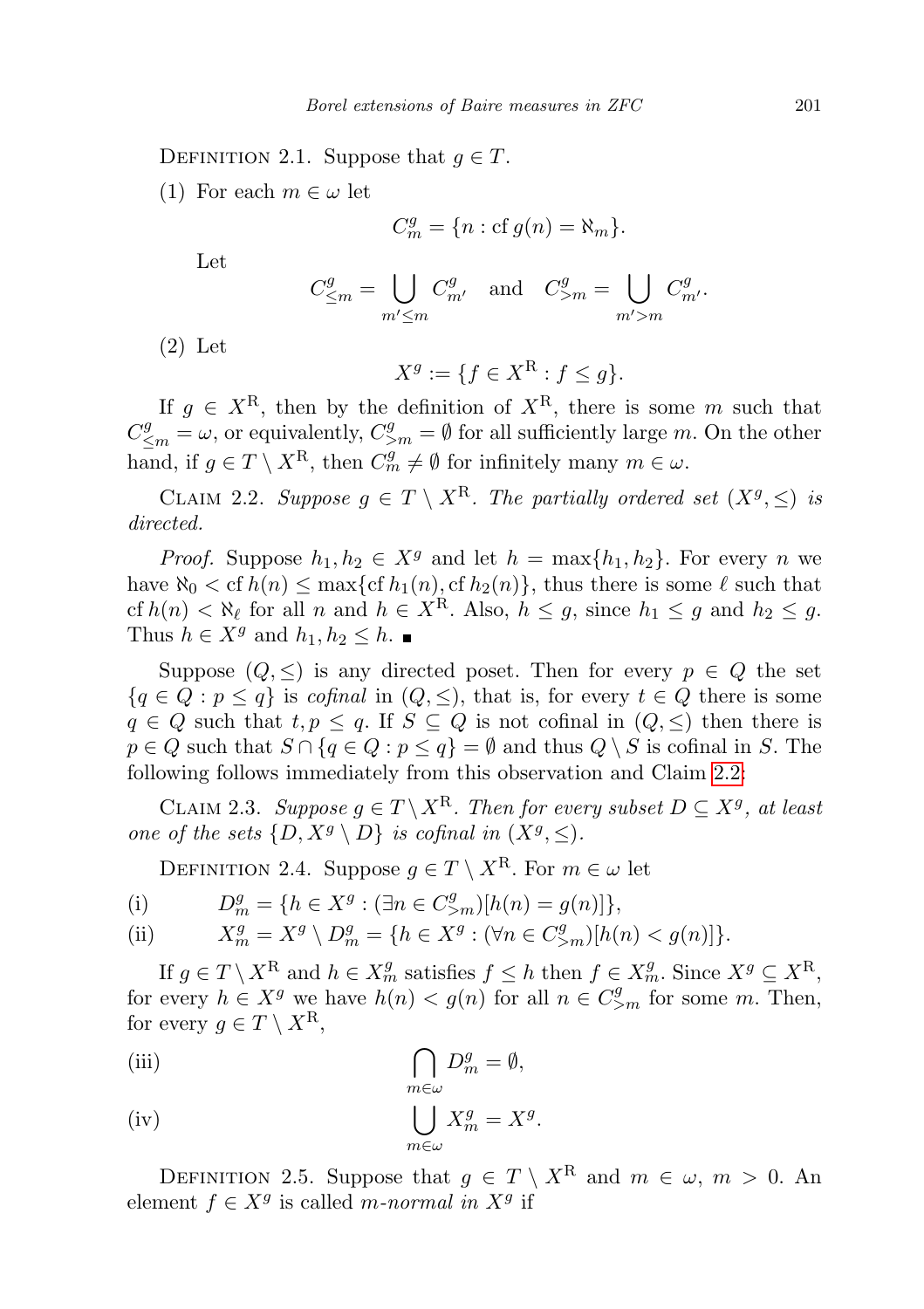Definition 2.1. Suppose that $g \in T$.

(1) For each $m \in \omega$ let

$$C^g_m = \{n : \operatorname{cf} g(n) = \aleph_m\}.$$

Let

$$C^g_{\leq m} = \bigcup_{m' \leq m} C^g_{m'} \quad \text{and} \quad C^g_{>m} = \bigcup_{m' > m} C^g_{m'}.$$

(2) Let

$$X^g := \{f \in X^{\mathrm{R}} : f \leq g\}.$$

If $g \in X^{\mathrm{R}}$, then by the definition of $X^{\mathrm{R}}$, there is some $m$ such that $C^g_{\leq m} = \omega$, or equivalently, $C^g_{>m} = \emptyset$ for all sufficiently large $m$. On the other hand, if $g \in T \setminus X^{\mathrm{R}}$, then $C^g_m \neq \emptyset$ for infinitely many $m \in \omega$.

Claim 2.2. *Suppose $g \in T \setminus X^{\mathrm{R}}$. The partially ordered set $(X^g, \leq)$ is directed.*

*Proof.* Suppose $h_1, h_2 \in X^g$ and let $h = \max\{h_1, h_2\}$. For every $n$ we have $\aleph_0 < \operatorname{cf} h(n) \leq \max\{\operatorname{cf} h_1(n), \operatorname{cf} h_2(n)\}$, thus there is some $\ell$ such that $\operatorname{cf} h(n) < \aleph_\ell$ for all $n$ and $h \in X^{\mathrm{R}}$. Also, $h \leq g$, since $h_1 \leq g$ and $h_2 \leq g$. Thus $h \in X^g$ and $h_1, h_2 \leq h$. ∎

Suppose $(Q, \leq)$ is any directed poset. Then for every $p \in Q$ the set $\{q \in Q : p \leq q\}$ is *cofinal* in $(Q, \leq)$, that is, for every $t \in Q$ there is some $q \in Q$ such that $t, p \leq q$. If $S \subseteq Q$ is not cofinal in $(Q, \leq)$ then there is $p \in Q$ such that $S \cap \{q \in Q : p \leq q\} = \emptyset$ and thus $Q \setminus S$ is cofinal in $S$. The following follows immediately from this observation and Claim 2.2:

Claim 2.3. *Suppose $g \in T \setminus X^{\mathrm{R}}$. Then for every subset $D \subseteq X^g$, at least one of the sets $\{D, X^g \setminus D\}$ is cofinal in $(X^g, \leq)$.*

Definition 2.4. Suppose $g \in T \setminus X^{\mathrm{R}}$. For $m \in \omega$ let

(i) $$D^g_m = \{h \in X^g : (\exists n \in C^g_{>m})[h(n) = g(n)]\},$$

(ii) $$X^g_m = X^g \setminus D^g_m = \{h \in X^g : (\forall n \in C^g_{>m})[h(n) < g(n)]\}.$$

If $g \in T \setminus X^{\mathrm{R}}$ and $h \in X^g_m$ satisfies $f \leq h$ then $f \in X^g_m$. Since $X^g \subseteq X^{\mathrm{R}}$, for every $h \in X^g$ we have $h(n) < g(n)$ for all $n \in C^g_{>m}$ for some $m$. Then, for every $g \in T \setminus X^{\mathrm{R}}$,

(iii) $$\bigcap_{m \in \omega} D^g_m = \emptyset,$$

(iv) $$\bigcup_{m \in \omega} X^g_m = X^g.$$

Definition 2.5. Suppose that $g \in T \setminus X^{\mathrm{R}}$ and $m \in \omega$, $m > 0$. An element $f \in X^g$ is called *$m$-normal in $X^g$* if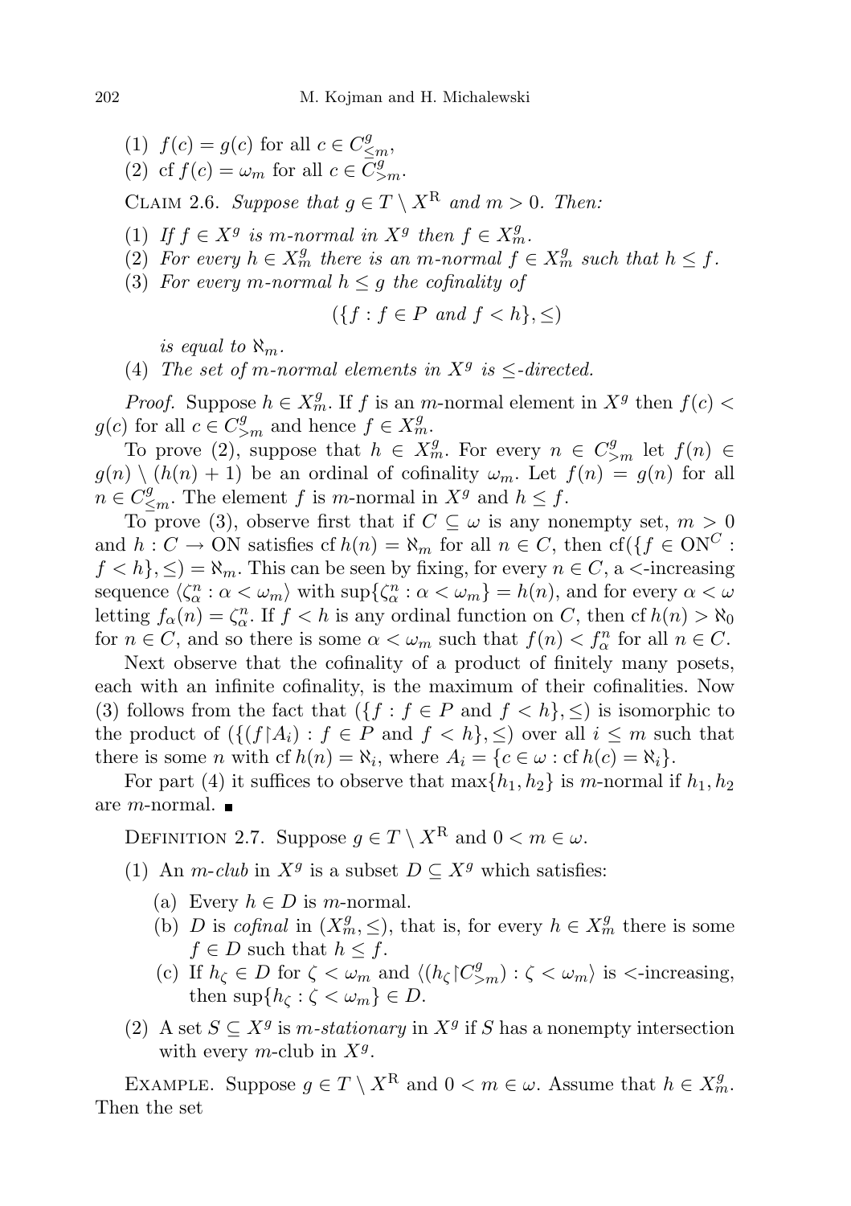(1) $f(c) = g(c)$ for all $c \in C^g_{\leq m}$,
(2) $\operatorname{cf} f(c) = \omega_m$ for all $c \in C^g_{>m}$.

Claim 2.6. *Suppose that $g \in T \setminus X^{\mathrm{R}}$ and $m > 0$. Then:*

(1) *If $f \in X^g$ is $m$-normal in $X^g$ then $f \in X^g_m$.*
(2) *For every $h \in X^g_m$ there is an $m$-normal $f \in X^g_m$ such that $h \leq f$.*
(3) *For every $m$-normal $h \leq g$ the cofinality of*

$$(\{f : f \in P \text{ and } f < h\}, \leq)$$

*is equal to $\aleph_m$.*

(4) *The set of $m$-normal elements in $X^g$ is $\leq$-directed.*

*Proof.* Suppose $h \in X^g_m$. If $f$ is an $m$-normal element in $X^g$ then $f(c) < g(c)$ for all $c \in C^g_{>m}$ and hence $f \in X^g_m$.

To prove (2), suppose that $h \in X^g_m$. For every $n \in C^g_{>m}$ let $f(n) \in g(n) \setminus (h(n) + 1)$ be an ordinal of cofinality $\omega_m$. Let $f(n) = g(n)$ for all $n \in C^g_{\leq m}$. The element $f$ is $m$-normal in $X^g$ and $h \leq f$.

To prove (3), observe first that if $C \subseteq \omega$ is any nonempty set, $m > 0$ and $h : C \to \mathrm{ON}$ satisfies $\operatorname{cf} h(n) = \aleph_m$ for all $n \in C$, then $\operatorname{cf}(\{f \in \mathrm{ON}^C : f < h\}, \leq) = \aleph_m$. This can be seen by fixing, for every $n \in C$, a $<$-increasing sequence $\langle \zeta^n_\alpha : \alpha < \omega_m \rangle$ with $\sup\{\zeta^n_\alpha : \alpha < \omega_m\} = h(n)$, and for every $\alpha < \omega$ letting $f_\alpha(n) = \zeta^n_\alpha$. If $f < h$ is any ordinal function on $C$, then $\operatorname{cf} h(n) > \aleph_0$ for $n \in C$, and so there is some $\alpha < \omega_m$ such that $f(n) < f^n_\alpha$ for all $n \in C$.

Next observe that the cofinality of a product of finitely many posets, each with an infinite cofinality, is the maximum of their cofinalities. Now (3) follows from the fact that $(\{f : f \in P \text{ and } f < h\}, \leq)$ is isomorphic to the product of $(\{(f{\restriction}A_i) : f \in P \text{ and } f < h\}, \leq)$ over all $i \leq m$ such that there is some $n$ with $\operatorname{cf} h(n) = \aleph_i$, where $A_i = \{c \in \omega : \operatorname{cf} h(c) = \aleph_i\}$.

For part (4) it suffices to observe that $\max\{h_1, h_2\}$ is $m$-normal if $h_1, h_2$ are $m$-normal. ∎

Definition 2.7. Suppose $g \in T \setminus X^{\mathrm{R}}$ and $0 < m \in \omega$.

(1) An *$m$-club* in $X^g$ is a subset $D \subseteq X^g$ which satisfies:
   (a) Every $h \in D$ is $m$-normal.
   (b) $D$ is *cofinal* in $(X^g_m, \leq)$, that is, for every $h \in X^g_m$ there is some $f \in D$ such that $h \leq f$.
   (c) If $h_\zeta \in D$ for $\zeta < \omega_m$ and $\langle (h_\zeta{\restriction}C^g_{>m}) : \zeta < \omega_m \rangle$ is $<$-increasing, then $\sup\{h_\zeta : \zeta < \omega_m\} \in D$.
(2) A set $S \subseteq X^g$ is *$m$-stationary* in $X^g$ if $S$ has a nonempty intersection with every $m$-club in $X^g$.

Example. Suppose $g \in T \setminus X^{\mathrm{R}}$ and $0 < m \in \omega$. Assume that $h \in X^g_m$. Then the set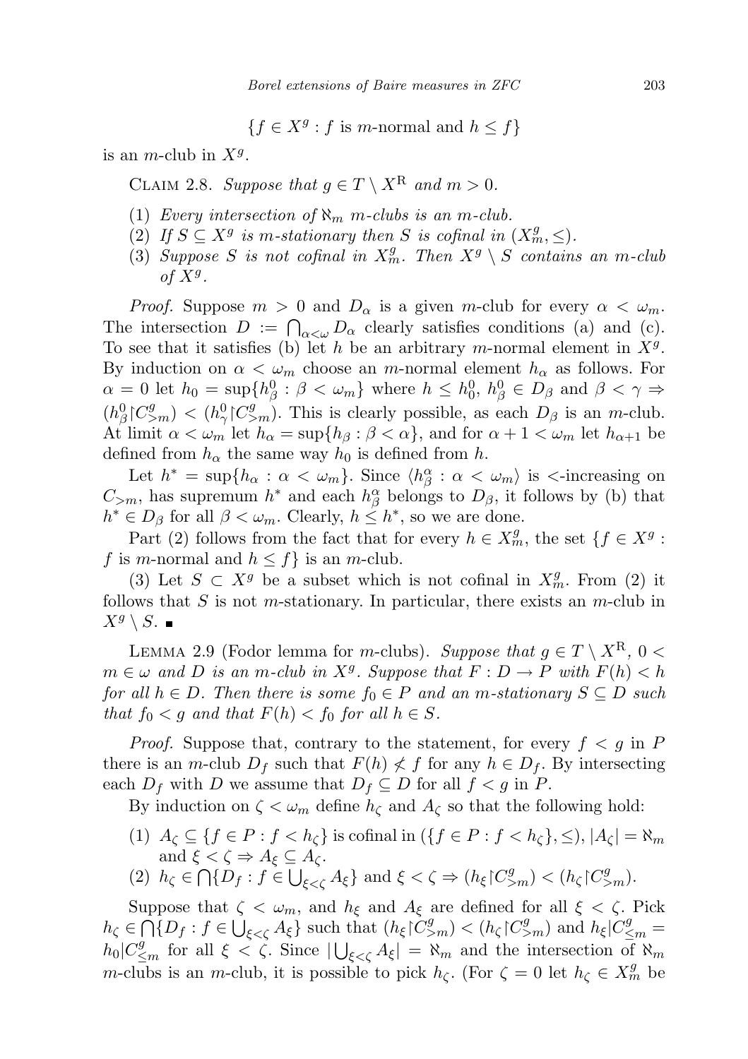$$\{f \in X^g : f \text{ is } m\text{-normal and } h \leq f\}$$

is an $m$-club in $X^g$.

Claim 2.8. *Suppose that $g \in T \setminus X^{\mathrm{R}}$ and $m > 0$.*

1. *Every intersection of $\aleph_m$ $m$-clubs is an $m$-club.*
2. *If $S \subseteq X^g$ is $m$-stationary then $S$ is cofinal in $(X^g_m, \leq)$.*
3. *Suppose $S$ is not cofinal in $X^g_m$. Then $X^g \setminus S$ contains an $m$-club of $X^g$.*

*Proof.* Suppose $m > 0$ and $D_\alpha$ is a given $m$-club for every $\alpha < \omega_m$. The intersection $D := \bigcap_{\alpha<\omega} D_\alpha$ clearly satisfies conditions (a) and (c). To see that it satisfies (b) let $h$ be an arbitrary $m$-normal element in $X^g$. By induction on $\alpha < \omega_m$ choose an $m$-normal element $h_\alpha$ as follows. For $\alpha = 0$ let $h_0 = \sup\{h^0_\beta : \beta < \omega_m\}$ where $h \leq h^0_0$, $h^0_\beta \in D_\beta$ and $\beta < \gamma \Rightarrow (h^0_\beta \restriction C^g_{>m}) < (h^0_\gamma \restriction C^g_{>m})$. This is clearly possible, as each $D_\beta$ is an $m$-club. At limit $\alpha < \omega_m$ let $h_\alpha = \sup\{h_\beta : \beta < \alpha\}$, and for $\alpha + 1 < \omega_m$ let $h_{\alpha+1}$ be defined from $h_\alpha$ the same way $h_0$ is defined from $h$.

Let $h^* = \sup\{h_\alpha : \alpha < \omega_m\}$. Since $\langle h^\alpha_\beta : \alpha < \omega_m\rangle$ is $<$-increasing on $C_{>m}$, has supremum $h^*$ and each $h^\alpha_\beta$ belongs to $D_\beta$, it follows by (b) that $h^* \in D_\beta$ for all $\beta < \omega_m$. Clearly, $h \leq h^*$, so we are done.

Part (2) follows from the fact that for every $h \in X^g_m$, the set $\{f \in X^g : f \text{ is } m\text{-normal and } h \leq f\}$ is an $m$-club.

(3) Let $S \subset X^g$ be a subset which is not cofinal in $X^g_m$. From (2) it follows that $S$ is not $m$-stationary. In particular, there exists an $m$-club in $X^g \setminus S$. ∎

Lemma 2.9 (Fodor lemma for $m$-clubs). *Suppose that $g \in T \setminus X^{\mathrm{R}}$, $0 < m \in \omega$ and $D$ is an $m$-club in $X^g$. Suppose that $F : D \to P$ with $F(h) < h$ for all $h \in D$. Then there is some $f_0 \in P$ and an $m$-stationary $S \subseteq D$ such that $f_0 < g$ and that $F(h) < f_0$ for all $h \in S$.*

*Proof.* Suppose that, contrary to the statement, for every $f < g$ in $P$ there is an $m$-club $D_f$ such that $F(h) \not< f$ for any $h \in D_f$. By intersecting each $D_f$ with $D$ we assume that $D_f \subseteq D$ for all $f < g$ in $P$.

By induction on $\zeta < \omega_m$ define $h_\zeta$ and $A_\zeta$ so that the following hold:

1. $A_\zeta \subseteq \{f \in P : f < h_\zeta\}$ is cofinal in $(\{f \in P : f < h_\zeta\}, \leq)$, $|A_\zeta| = \aleph_m$ and $\xi < \zeta \Rightarrow A_\xi \subseteq A_\zeta$.
2. $h_\zeta \in \bigcap\{D_f : f \in \bigcup_{\xi<\zeta} A_\xi\}$ and $\xi < \zeta \Rightarrow (h_\xi \restriction C^g_{>m}) < (h_\zeta \restriction C^g_{>m})$.

Suppose that $\zeta < \omega_m$, and $h_\xi$ and $A_\xi$ are defined for all $\xi < \zeta$. Pick $h_\zeta \in \bigcap\{D_f : f \in \bigcup_{\xi<\zeta} A_\xi\}$ such that $(h_\xi \restriction C^g_{>m}) < (h_\zeta \restriction C^g_{>m})$ and $h_\xi | C^g_{\leq m} = h_0 | C^g_{\leq m}$ for all $\xi < \zeta$. Since $|\bigcup_{\xi<\zeta} A_\xi| = \aleph_m$ and the intersection of $\aleph_m$ $m$-clubs is an $m$-club, it is possible to pick $h_\zeta$. (For $\zeta = 0$ let $h_\zeta \in X^g_m$ be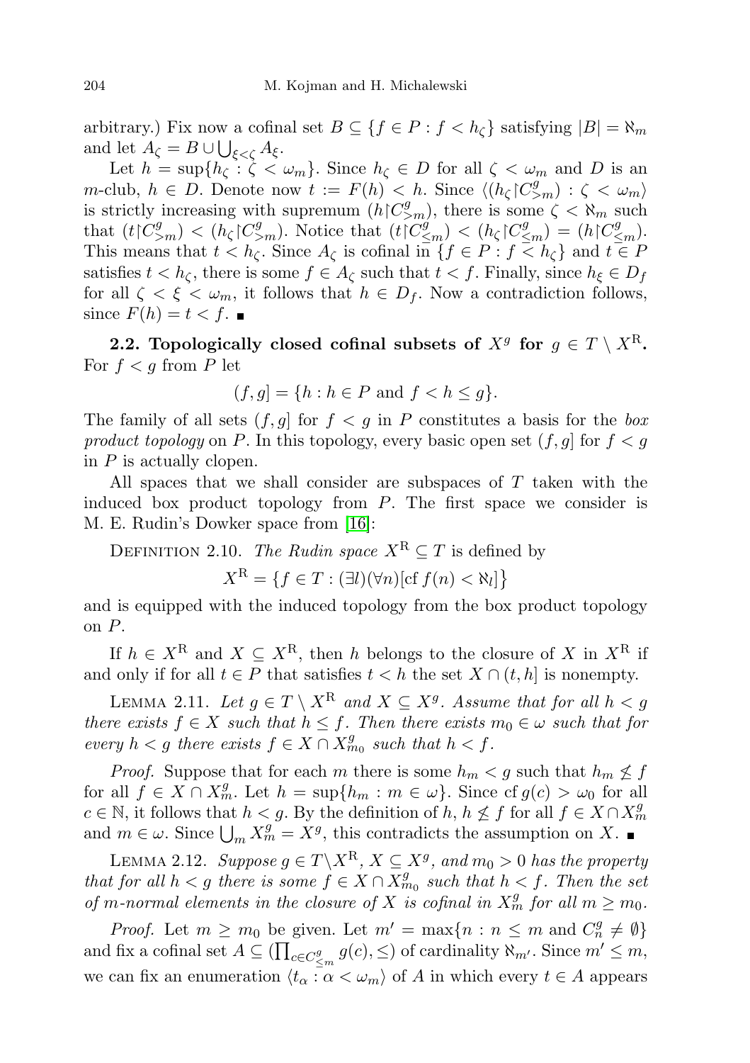arbitrary.) Fix now a cofinal set $B \subseteq \{f \in P : f < h_\zeta\}$ satisfying $|B| = \aleph_m$ and let $A_\zeta = B \cup \bigcup_{\xi<\zeta} A_\xi$.

Let $h = \sup\{h_\zeta : \zeta < \omega_m\}$. Since $h_\zeta \in D$ for all $\zeta < \omega_m$ and $D$ is an $m$-club, $h \in D$. Denote now $t := F(h) < h$. Since $\langle (h_\zeta \restriction C^g_{>m}) : \zeta < \omega_m \rangle$ is strictly increasing with supremum $(h \restriction C^g_{>m})$, there is some $\zeta < \aleph_m$ such that $(t \restriction C^g_{>m}) < (h_\zeta \restriction C^g_{>m})$. Notice that $(t \restriction C^g_{\leq m}) < (h_\zeta \restriction C^g_{\leq m}) = (h \restriction C^g_{\leq m})$. This means that $t < h_\zeta$. Since $A_\zeta$ is cofinal in $\{f \in P : f < h_\zeta\}$ and $t \in P$ satisfies $t < h_\zeta$, there is some $f \in A_\zeta$ such that $t < f$. Finally, since $h_\xi \in D_f$ for all $\zeta < \xi < \omega_m$, it follows that $h \in D_f$. Now a contradiction follows, since $F(h) = t < f$. ∎

**2.2. Topologically closed cofinal subsets of $X^g$ for $g \in T \setminus X^{\mathrm{R}}$.** For $f < g$ from $P$ let

$$(f, g] = \{h : h \in P \text{ and } f < h \leq g\}.$$

The family of all sets $(f, g]$ for $f < g$ in $P$ constitutes a basis for the *box product topology* on $P$. In this topology, every basic open set $(f, g]$ for $f < g$ in $P$ is actually clopen.

All spaces that we shall consider are subspaces of $T$ taken with the induced box product topology from $P$. The first space we consider is M. E. Rudin's Dowker space from [16]:

Definition 2.10. *The Rudin space $X^{\mathrm{R}} \subseteq T$ is defined by*

$$X^{\mathrm{R}} = \{f \in T : (\exists l)(\forall n)[\operatorname{cf} f(n) < \aleph_l]\}$$

and is equipped with the induced topology from the box product topology on $P$.

If $h \in X^{\mathrm{R}}$ and $X \subseteq X^{\mathrm{R}}$, then $h$ belongs to the closure of $X$ in $X^{\mathrm{R}}$ if and only if for all $t \in P$ that satisfies $t < h$ the set $X \cap (t, h]$ is nonempty.

Lemma 2.11. *Let $g \in T \setminus X^{\mathrm{R}}$ and $X \subseteq X^g$. Assume that for all $h < g$ there exists $f \in X$ such that $h \leq f$. Then there exists $m_0 \in \omega$ such that for every $h < g$ there exists $f \in X \cap X^g_{m_0}$ such that $h < f$.*

*Proof.* Suppose that for each $m$ there is some $h_m < g$ such that $h_m \not\leq f$ for all $f \in X \cap X^g_m$. Let $h = \sup\{h_m : m \in \omega\}$. Since $\operatorname{cf} g(c) > \omega_0$ for all $c \in \mathbb{N}$, it follows that $h < g$. By the definition of $h$, $h \not\leq f$ for all $f \in X \cap X^g_m$ and $m \in \omega$. Since $\bigcup_m X^g_m = X^g$, this contradicts the assumption on $X$. ∎

Lemma 2.12. *Suppose $g \in T \setminus X^{\mathrm{R}}$, $X \subseteq X^g$, and $m_0 > 0$ has the property that for all $h < g$ there is some $f \in X \cap X^g_{m_0}$ such that $h < f$. Then the set of $m$-normal elements in the closure of $X$ is cofinal in $X^g_m$ for all $m \geq m_0$.*

*Proof.* Let $m \geq m_0$ be given. Let $m' = \max\{n : n \leq m \text{ and } C^g_n \neq \emptyset\}$ and fix a cofinal set $A \subseteq (\prod_{c \in C^g_{\leq m}} g(c), \leq)$ of cardinality $\aleph_{m'}$. Since $m' \leq m$, we can fix an enumeration $\langle t_\alpha : \alpha < \omega_m \rangle$ of $A$ in which every $t \in A$ appears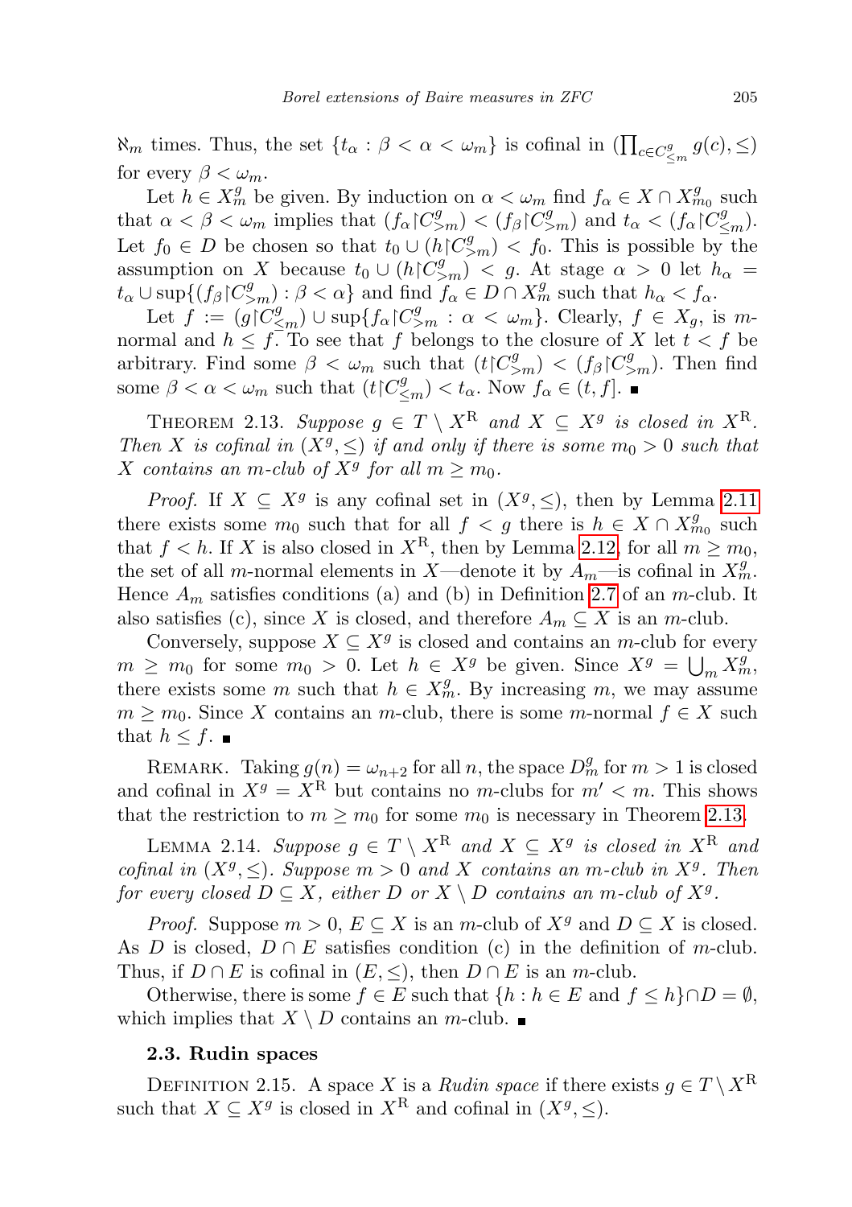$\aleph_m$ times. Thus, the set $\{t_\alpha : \beta < \alpha < \omega_m\}$ is cofinal in $(\prod_{c\in C^g_{\le m}} g(c), \le)$ for every $\beta < \omega_m$.

Let $h \in X^g_m$ be given. By induction on $\alpha < \omega_m$ find $f_\alpha \in X \cap X^g_{m_0}$ such that $\alpha < \beta < \omega_m$ implies that $(f_\alpha \restriction C^g_{>m}) < (f_\beta \restriction C^g_{>m})$ and $t_\alpha < (f_\alpha \restriction C^g_{\le m})$. Let $f_0 \in D$ be chosen so that $t_0 \cup (h \restriction C^g_{>m}) < f_0$. This is possible by the assumption on $X$ because $t_0 \cup (h \restriction C^g_{>m}) < g$. At stage $\alpha > 0$ let $h_\alpha = t_\alpha \cup \sup\{(f_\beta \restriction C^g_{>m}) : \beta < \alpha\}$ and find $f_\alpha \in D \cap X^g_m$ such that $h_\alpha < f_\alpha$.

Let $f := (g \restriction C^g_{\le m}) \cup \sup\{f_\alpha \restriction C^g_{>m} : \alpha < \omega_m\}$. Clearly, $f \in X_g$, is $m$-normal and $h \le f$. To see that $f$ belongs to the closure of $X$ let $t < f$ be arbitrary. Find some $\beta < \omega_m$ such that $(t \restriction C^g_{>m}) < (f_\beta \restriction C^g_{>m})$. Then find some $\beta < \alpha < \omega_m$ such that $(t \restriction C^g_{\le m}) < t_\alpha$. Now $f_\alpha \in (t, f]$. ∎

THEOREM 2.13. *Suppose $g \in T \setminus X^{\mathrm{R}}$ and $X \subseteq X^g$ is closed in $X^{\mathrm{R}}$. Then $X$ is cofinal in $(X^g, \le)$ if and only if there is some $m_0 > 0$ such that $X$ contains an $m$-club of $X^g$ for all $m \ge m_0$.*

*Proof.* If $X \subseteq X^g$ is any cofinal set in $(X^g, \le)$, then by Lemma 2.11 there exists some $m_0$ such that for all $f < g$ there is $h \in X \cap X^g_{m_0}$ such that $f < h$. If $X$ is also closed in $X^{\mathrm{R}}$, then by Lemma 2.12, for all $m \ge m_0$, the set of all $m$-normal elements in $X$—denote it by $A_m$—is cofinal in $X^g_m$. Hence $A_m$ satisfies conditions (a) and (b) in Definition 2.7 of an $m$-club. It also satisfies (c), since $X$ is closed, and therefore $A_m \subseteq X$ is an $m$-club.

Conversely, suppose $X \subseteq X^g$ is closed and contains an $m$-club for every $m \ge m_0$ for some $m_0 > 0$. Let $h \in X^g$ be given. Since $X^g = \bigcup_m X^g_m$, there exists some $m$ such that $h \in X^g_m$. By increasing $m$, we may assume $m \ge m_0$. Since $X$ contains an $m$-club, there is some $m$-normal $f \in X$ such that $h \le f$. ∎

REMARK. Taking $g(n) = \omega_{n+2}$ for all $n$, the space $D^g_m$ for $m > 1$ is closed and cofinal in $X^g = X^{\mathrm{R}}$ but contains no $m$-clubs for $m' < m$. This shows that the restriction to $m \ge m_0$ for some $m_0$ is necessary in Theorem 2.13.

LEMMA 2.14. *Suppose $g \in T \setminus X^{\mathrm{R}}$ and $X \subseteq X^g$ is closed in $X^{\mathrm{R}}$ and cofinal in $(X^g, \le)$. Suppose $m > 0$ and $X$ contains an $m$-club in $X^g$. Then for every closed $D \subseteq X$, either $D$ or $X \setminus D$ contains an $m$-club of $X^g$.*

*Proof.* Suppose $m > 0$, $E \subseteq X$ is an $m$-club of $X^g$ and $D \subseteq X$ is closed. As $D$ is closed, $D \cap E$ satisfies condition (c) in the definition of $m$-club. Thus, if $D \cap E$ is cofinal in $(E, \le)$, then $D \cap E$ is an $m$-club.

Otherwise, there is some $f \in E$ such that $\{h : h \in E \text{ and } f \le h\} \cap D = \emptyset$, which implies that $X \setminus D$ contains an $m$-club. ∎

### 2.3. Rudin spaces

DEFINITION 2.15. A space $X$ is a *Rudin space* if there exists $g \in T \setminus X^{\mathrm{R}}$ such that $X \subseteq X^g$ is closed in $X^{\mathrm{R}}$ and cofinal in $(X^g, \le)$.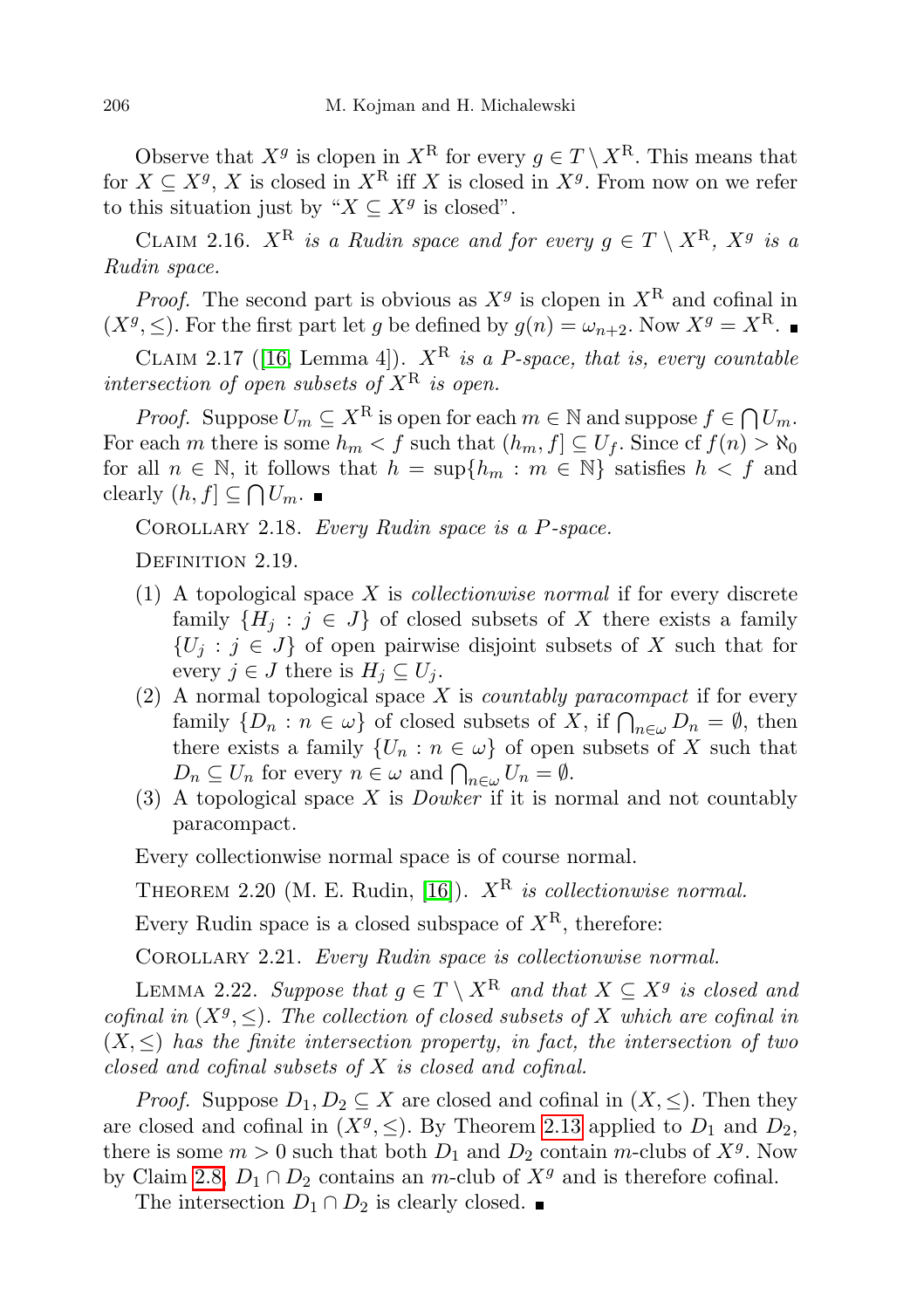Observe that $X^g$ is clopen in $X^{\mathrm{R}}$ for every $g \in T \setminus X^{\mathrm{R}}$. This means that for $X \subseteq X^g$, $X$ is closed in $X^{\mathrm{R}}$ iff $X$ is closed in $X^g$. From now on we refer to this situation just by "$X \subseteq X^g$ is closed".

Claim 2.16. *$X^{\mathrm{R}}$ is a Rudin space and for every $g \in T \setminus X^{\mathrm{R}}$, $X^g$ is a Rudin space.*

*Proof.* The second part is obvious as $X^g$ is clopen in $X^{\mathrm{R}}$ and cofinal in $(X^g, \leq)$. For the first part let $g$ be defined by $g(n) = \omega_{n+2}$. Now $X^g = X^{\mathrm{R}}$. ∎

Claim 2.17 ([16, Lemma 4]). *$X^{\mathrm{R}}$ is a $P$-space, that is, every countable intersection of open subsets of $X^{\mathrm{R}}$ is open.*

*Proof.* Suppose $U_m \subseteq X^{\mathrm{R}}$ is open for each $m \in \mathbb{N}$ and suppose $f \in \bigcap U_m$. For each $m$ there is some $h_m < f$ such that $(h_m, f] \subseteq U_f$. Since $\operatorname{cf} f(n) > \aleph_0$ for all $n \in \mathbb{N}$, it follows that $h = \sup\{h_m : m \in \mathbb{N}\}$ satisfies $h < f$ and clearly $(h, f] \subseteq \bigcap U_m$. ∎

Corollary 2.18. *Every Rudin space is a $P$-space.*

Definition 2.19.

1. A topological space $X$ is *collectionwise normal* if for every discrete family $\{H_j : j \in J\}$ of closed subsets of $X$ there exists a family $\{U_j : j \in J\}$ of open pairwise disjoint subsets of $X$ such that for every $j \in J$ there is $H_j \subseteq U_j$.
2. A normal topological space $X$ is *countably paracompact* if for every family $\{D_n : n \in \omega\}$ of closed subsets of $X$, if $\bigcap_{n\in\omega} D_n = \emptyset$, then there exists a family $\{U_n : n \in \omega\}$ of open subsets of $X$ such that $D_n \subseteq U_n$ for every $n \in \omega$ and $\bigcap_{n\in\omega} U_n = \emptyset$.
3. A topological space $X$ is *Dowker* if it is normal and not countably paracompact.

Every collectionwise normal space is of course normal.

Theorem 2.20 (M. E. Rudin, [16]). *$X^{\mathrm{R}}$ is collectionwise normal.*

Every Rudin space is a closed subspace of $X^{\mathrm{R}}$, therefore:

Corollary 2.21. *Every Rudin space is collectionwise normal.*

Lemma 2.22. *Suppose that $g \in T \setminus X^{\mathrm{R}}$ and that $X \subseteq X^g$ is closed and cofinal in $(X^g, \leq)$. The collection of closed subsets of $X$ which are cofinal in $(X, \leq)$ has the finite intersection property, in fact, the intersection of two closed and cofinal subsets of $X$ is closed and cofinal.*

*Proof.* Suppose $D_1, D_2 \subseteq X$ are closed and cofinal in $(X, \leq)$. Then they are closed and cofinal in $(X^g, \leq)$. By Theorem 2.13 applied to $D_1$ and $D_2$, there is some $m > 0$ such that both $D_1$ and $D_2$ contain $m$-clubs of $X^g$. Now by Claim 2.8, $D_1 \cap D_2$ contains an $m$-club of $X^g$ and is therefore cofinal.

The intersection $D_1 \cap D_2$ is clearly closed. ∎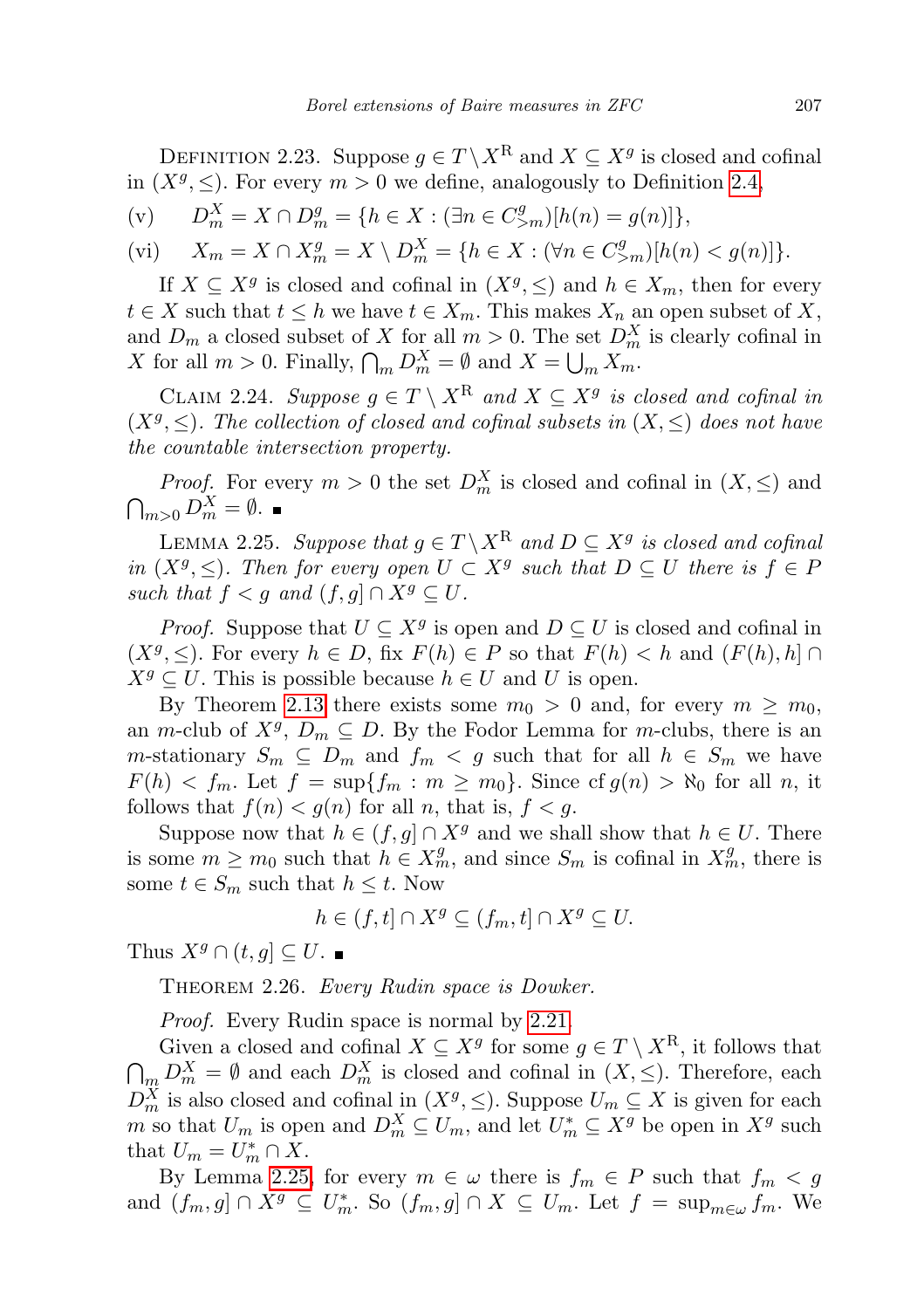Definition 2.23. Suppose $g \in T \setminus X^{\mathrm{R}}$ and $X \subseteq X^g$ is closed and cofinal in $(X^g, \leq)$. For every $m > 0$ we define, analogously to Definition 2.4,

(v) $\quad D_m^X = X \cap D_m^g = \{h \in X : (\exists n \in C_{>m}^g)[h(n) = g(n)]\}$,

(vi) $\quad X_m = X \cap X_m^g = X \setminus D_m^X = \{h \in X : (\forall n \in C_{>m}^g)[h(n) < g(n)]\}$.

If $X \subseteq X^g$ is closed and cofinal in $(X^g, \leq)$ and $h \in X_m$, then for every $t \in X$ such that $t \leq h$ we have $t \in X_m$. This makes $X_n$ an open subset of $X$, and $D_m$ a closed subset of $X$ for all $m > 0$. The set $D_m^X$ is clearly cofinal in $X$ for all $m > 0$. Finally, $\bigcap_m D_m^X = \emptyset$ and $X = \bigcup_m X_m$.

Claim 2.24. *Suppose $g \in T \setminus X^{\mathrm{R}}$ and $X \subseteq X^g$ is closed and cofinal in $(X^g, \leq)$. The collection of closed and cofinal subsets in $(X, \leq)$ does not have the countable intersection property.*

*Proof.* For every $m > 0$ the set $D_m^X$ is closed and cofinal in $(X, \leq)$ and $\bigcap_{m>0} D_m^X = \emptyset$. ∎

Lemma 2.25. *Suppose that $g \in T \setminus X^{\mathrm{R}}$ and $D \subseteq X^g$ is closed and cofinal in $(X^g, \leq)$. Then for every open $U \subset X^g$ such that $D \subseteq U$ there is $f \in P$ such that $f < g$ and $(f, g] \cap X^g \subseteq U$.*

*Proof.* Suppose that $U \subseteq X^g$ is open and $D \subseteq U$ is closed and cofinal in $(X^g, \leq)$. For every $h \in D$, fix $F(h) \in P$ so that $F(h) < h$ and $(F(h), h] \cap X^g \subseteq U$. This is possible because $h \in U$ and $U$ is open.

By Theorem 2.13 there exists some $m_0 > 0$ and, for every $m \geq m_0$, an $m$-club of $X^g$, $D_m \subseteq D$. By the Fodor Lemma for $m$-clubs, there is an $m$-stationary $S_m \subseteq D_m$ and $f_m < g$ such that for all $h \in S_m$ we have $F(h) < f_m$. Let $f = \sup\{f_m : m \geq m_0\}$. Since $\operatorname{cf} g(n) > \aleph_0$ for all $n$, it follows that $f(n) < g(n)$ for all $n$, that is, $f < g$.

Suppose now that $h \in (f, g] \cap X^g$ and we shall show that $h \in U$. There is some $m \geq m_0$ such that $h \in X_m^g$, and since $S_m$ is cofinal in $X_m^g$, there is some $t \in S_m$ such that $h \leq t$. Now

$$h \in (f, t] \cap X^g \subseteq (f_m, t] \cap X^g \subseteq U.$$

Thus $X^g \cap (t, g] \subseteq U$. ∎

Theorem 2.26. *Every Rudin space is Dowker.*

*Proof.* Every Rudin space is normal by 2.21.

Given a closed and cofinal $X \subseteq X^g$ for some $g \in T \setminus X^{\mathrm{R}}$, it follows that $\bigcap_m D_m^X = \emptyset$ and each $D_m^X$ is closed and cofinal in $(X, \leq)$. Therefore, each $D_m^X$ is also closed and cofinal in $(X^g, \leq)$. Suppose $U_m \subseteq X$ is given for each $m$ so that $U_m$ is open and $D_m^X \subseteq U_m$, and let $U_m^* \subseteq X^g$ be open in $X^g$ such that $U_m = U_m^* \cap X$.

By Lemma 2.25, for every $m \in \omega$ there is $f_m \in P$ such that $f_m < g$ and $(f_m, g] \cap X^g \subseteq U_m^*$. So $(f_m, g] \cap X \subseteq U_m$. Let $f = \sup_{m \in \omega} f_m$. We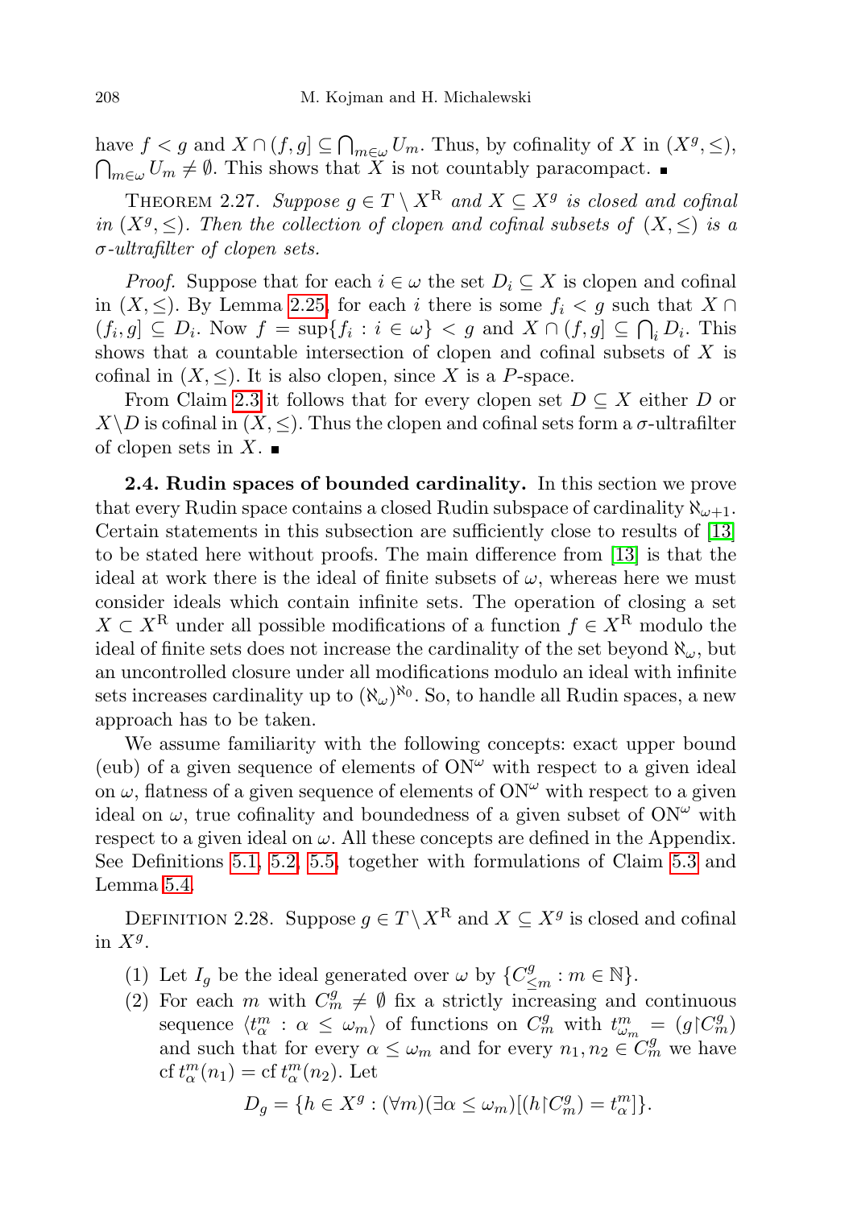have $f < g$ and $X \cap (f, g] \subseteq \bigcap_{m\in\omega} U_m$. Thus, by cofinality of $X$ in $(X^g, \leq)$, $\bigcap_{m\in\omega} U_m \neq \emptyset$. This shows that $X$ is not countably paracompact. ∎

THEOREM 2.27. *Suppose $g \in T \setminus X^{\mathrm{R}}$ and $X \subseteq X^g$ is closed and cofinal in $(X^g, \leq)$. Then the collection of clopen and cofinal subsets of $(X, \leq)$ is a $\sigma$-ultrafilter of clopen sets.*

*Proof.* Suppose that for each $i \in \omega$ the set $D_i \subseteq X$ is clopen and cofinal in $(X, \leq)$. By Lemma 2.25, for each $i$ there is some $f_i < g$ such that $X \cap (f_i, g] \subseteq D_i$. Now $f = \sup\{f_i : i \in \omega\} < g$ and $X \cap (f, g] \subseteq \bigcap_i D_i$. This shows that a countable intersection of clopen and cofinal subsets of $X$ is cofinal in $(X, \leq)$. It is also clopen, since $X$ is a $P$-space.

From Claim 2.3 it follows that for every clopen set $D \subseteq X$ either $D$ or $X \setminus D$ is cofinal in $(X, \leq)$. Thus the clopen and cofinal sets form a $\sigma$-ultrafilter of clopen sets in $X$. ∎

**2.4. Rudin spaces of bounded cardinality.** In this section we prove that every Rudin space contains a closed Rudin subspace of cardinality $\aleph_{\omega+1}$. Certain statements in this subsection are sufficiently close to results of [13] to be stated here without proofs. The main difference from [13] is that the ideal at work there is the ideal of finite subsets of $\omega$, whereas here we must consider ideals which contain infinite sets. The operation of closing a set $X \subset X^{\mathrm{R}}$ under all possible modifications of a function $f \in X^{\mathrm{R}}$ modulo the ideal of finite sets does not increase the cardinality of the set beyond $\aleph_\omega$, but an uncontrolled closure under all modifications modulo an ideal with infinite sets increases cardinality up to $(\aleph_\omega)^{\aleph_0}$. So, to handle all Rudin spaces, a new approach has to be taken.

We assume familiarity with the following concepts: exact upper bound (eub) of a given sequence of elements of $\mathrm{ON}^\omega$ with respect to a given ideal on $\omega$, flatness of a given sequence of elements of $\mathrm{ON}^\omega$ with respect to a given ideal on $\omega$, true cofinality and boundedness of a given subset of $\mathrm{ON}^\omega$ with respect to a given ideal on $\omega$. All these concepts are defined in the Appendix. See Definitions 5.1, 5.2, 5.5, together with formulations of Claim 5.3 and Lemma 5.4.

DEFINITION 2.28. Suppose $g \in T \setminus X^{\mathrm{R}}$ and $X \subseteq X^g$ is closed and cofinal in $X^g$.

1. Let $I_g$ be the ideal generated over $\omega$ by $\{C^g_{\leq m} : m \in \mathbb{N}\}$.
2. For each $m$ with $C^g_m \neq \emptyset$ fix a strictly increasing and continuous sequence $\langle t^m_\alpha : \alpha \leq \omega_m \rangle$ of functions on $C^g_m$ with $t^m_{\omega_m} = (g \restriction C^g_m)$ and such that for every $\alpha \leq \omega_m$ and for every $n_1, n_2 \in C^g_m$ we have $\operatorname{cf} t^m_\alpha(n_1) = \operatorname{cf} t^m_\alpha(n_2)$. Let

$$D_g = \{h \in X^g : (\forall m)(\exists \alpha \leq \omega_m)[(h \restriction C^g_m) = t^m_\alpha]\}.$$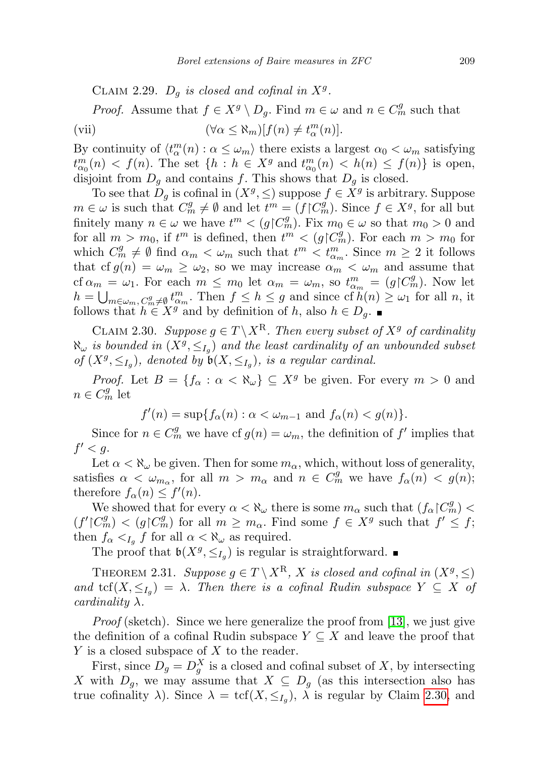Claim 2.29. *$D_g$ is closed and cofinal in $X^g$.*

*Proof.* Assume that $f \in X^g \setminus D_g$. Find $m \in \omega$ and $n \in C^g_m$ such that

$$(\forall \alpha \leq \aleph_m)[f(n) \neq t^m_\alpha(n)]. \tag{vii}$$

By continuity of $\langle t^m_\alpha(n) : \alpha \leq \omega_m \rangle$ there exists a largest $\alpha_0 < \omega_m$ satisfying $t^m_{\alpha_0}(n) < f(n)$. The set $\{h : h \in X^g \text{ and } t^m_{\alpha_0}(n) < h(n) \leq f(n)\}$ is open, disjoint from $D_g$ and contains $f$. This shows that $D_g$ is closed.

To see that $D_g$ is cofinal in $(X^g, \leq)$ suppose $f \in X^g$ is arbitrary. Suppose $m \in \omega$ is such that $C^g_m \neq \emptyset$ and let $t^m = (f \restriction C^g_m)$. Since $f \in X^g$, for all but finitely many $n \in \omega$ we have $t^m < (g \restriction C^g_m)$. Fix $m_0 \in \omega$ so that $m_0 > 0$ and for all $m > m_0$, if $t^m$ is defined, then $t^m < (g \restriction C^g_m)$. For each $m > m_0$ for which $C^g_m \neq \emptyset$ find $\alpha_m < \omega_m$ such that $t^m < t^m_{\alpha_m}$. Since $m \geq 2$ it follows that $\operatorname{cf} g(n) = \omega_m \geq \omega_2$, so we may increase $\alpha_m < \omega_m$ and assume that $\operatorname{cf} \alpha_m = \omega_1$. For each $m \leq m_0$ let $\alpha_m = \omega_m$, so $t^m_{\alpha_m} = (g \restriction C^g_m)$. Now let $h = \bigcup_{m \in \omega_m,\, C^g_m \neq \emptyset} t^m_{\alpha_m}$. Then $f \leq h \leq g$ and since $\operatorname{cf} h(n) \geq \omega_1$ for all $n$, it follows that $h \in X^g$ and by definition of $h$, also $h \in D_g$. ∎

Claim 2.30. *Suppose $g \in T \setminus X^{\mathrm{R}}$. Then every subset of $X^g$ of cardinality $\aleph_\omega$ is bounded in $(X^g, \leq_{I_g})$ and the least cardinality of an unbounded subset of $(X^g, \leq_{I_g})$, denoted by $\mathfrak{b}(X, \leq_{I_g})$, is a regular cardinal.*

*Proof.* Let $B = \{f_\alpha : \alpha < \aleph_\omega\} \subseteq X^g$ be given. For every $m > 0$ and $n \in C^g_m$ let

$$f'(n) = \sup\{f_\alpha(n) : \alpha < \omega_{m-1} \text{ and } f_\alpha(n) < g(n)\}.$$

Since for $n \in C^g_m$ we have $\operatorname{cf} g(n) = \omega_m$, the definition of $f'$ implies that $f' < g$.

Let $\alpha < \aleph_\omega$ be given. Then for some $m_\alpha$, which, without loss of generality, satisfies $\alpha < \omega_{m_\alpha}$, for all $m > m_\alpha$ and $n \in C^g_m$ we have $f_\alpha(n) < g(n)$; therefore $f_\alpha(n) \leq f'(n)$.

We showed that for every $\alpha < \aleph_\omega$ there is some $m_\alpha$ such that $(f_\alpha \restriction C^g_m) < (f' \restriction C^g_m) < (g \restriction C^g_m)$ for all $m \geq m_\alpha$. Find some $f \in X^g$ such that $f' \leq f$; then $f_\alpha <_{I_g} f$ for all $\alpha < \aleph_\omega$ as required.

The proof that $\mathfrak{b}(X^g, \leq_{I_g})$ is regular is straightforward. ∎

Theorem 2.31. *Suppose $g \in T \setminus X^{\mathrm{R}}$, $X$ is closed and cofinal in $(X^g, \leq)$ and $\operatorname{tcf}(X, \leq_{I_g}) = \lambda$. Then there is a cofinal Rudin subspace $Y \subseteq X$ of cardinality $\lambda$.*

*Proof* (sketch). Since we here generalize the proof from [13], we just give the definition of a cofinal Rudin subspace $Y \subseteq X$ and leave the proof that $Y$ is a closed subspace of $X$ to the reader.

First, since $D_g = D^X_g$ is a closed and cofinal subset of $X$, by intersecting $X$ with $D_g$, we may assume that $X \subseteq D_g$ (as this intersection also has true cofinality $\lambda$). Since $\lambda = \operatorname{tcf}(X, \leq_{I_g})$, $\lambda$ is regular by Claim 2.30, and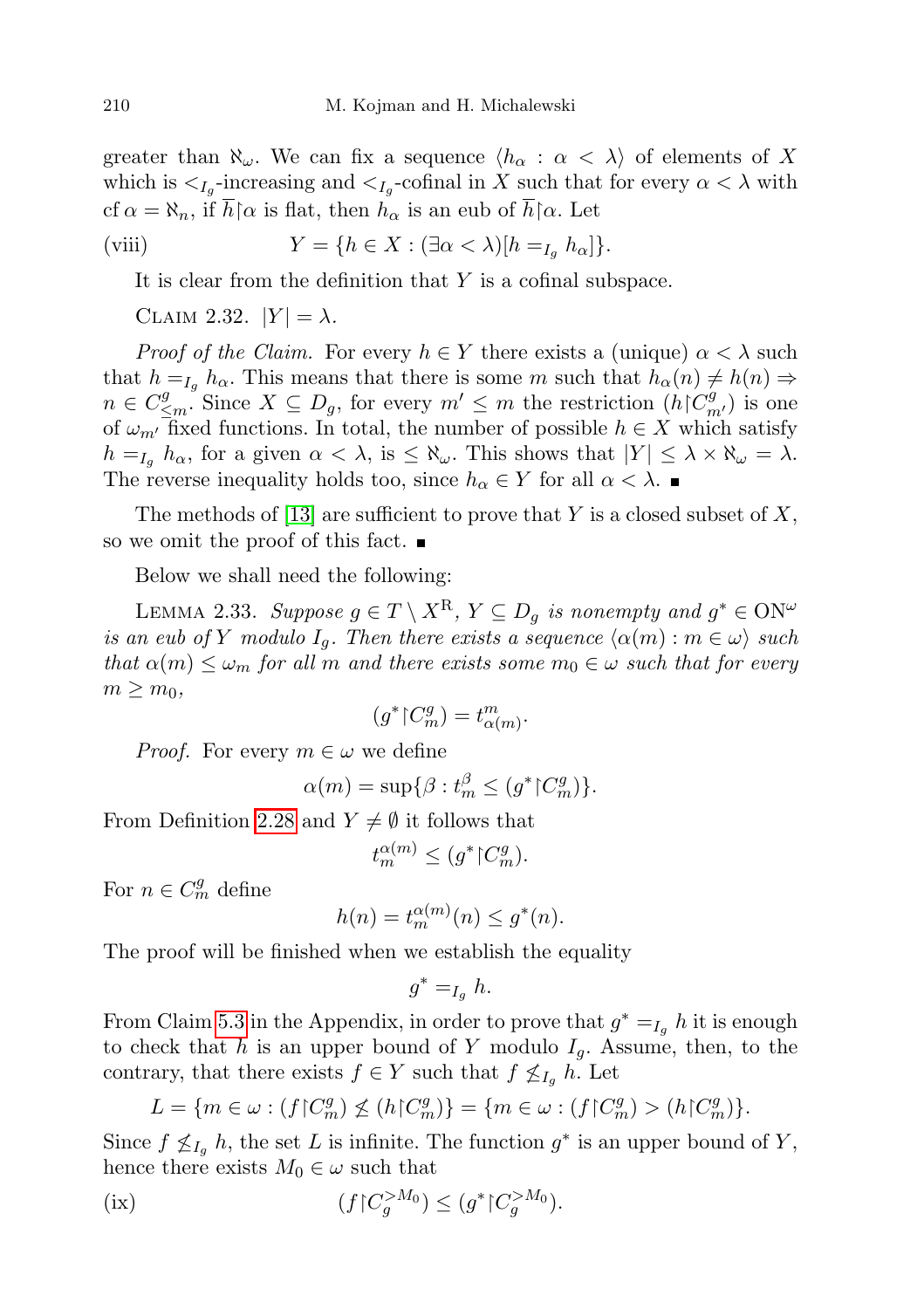greater than $\aleph_\omega$. We can fix a sequence $\langle h_\alpha : \alpha < \lambda\rangle$ of elements of $X$ which is $<_{I_g}$-increasing and $<_{I_g}$-cofinal in $X$ such that for every $\alpha < \lambda$ with $\operatorname{cf}\alpha = \aleph_n$, if $\overline{h}\restriction\alpha$ is flat, then $h_\alpha$ is an eub of $\overline{h}\restriction\alpha$. Let

$$Y = \{h \in X : (\exists \alpha < \lambda)[h =_{I_g} h_\alpha]\}. \tag{viii}$$

It is clear from the definition that $Y$ is a cofinal subspace.

CLAIM 2.32. $|Y| = \lambda$.

*Proof of the Claim.* For every $h \in Y$ there exists a (unique) $\alpha < \lambda$ such that $h =_{I_g} h_\alpha$. This means that there is some $m$ such that $h_\alpha(n) \neq h(n) \Rightarrow n \in C^g_{\leq m}$. Since $X \subseteq D_g$, for every $m' \leq m$ the restriction $(h\restriction C^g_{m'})$ is one of $\omega_{m'}$ fixed functions. In total, the number of possible $h \in X$ which satisfy $h =_{I_g} h_\alpha$, for a given $\alpha < \lambda$, is $\leq \aleph_\omega$. This shows that $|Y| \leq \lambda \times \aleph_\omega = \lambda$. The reverse inequality holds too, since $h_\alpha \in Y$ for all $\alpha < \lambda$. ■

The methods of [13] are sufficient to prove that $Y$ is a closed subset of $X$, so we omit the proof of this fact. ■

Below we shall need the following:

LEMMA 2.33. *Suppose $g \in T \setminus X^{\mathrm{R}}$, $Y \subseteq D_g$ is nonempty and $g^* \in \mathrm{ON}^\omega$ is an eub of $Y$ modulo $I_g$. Then there exists a sequence $\langle \alpha(m) : m \in \omega\rangle$ such that $\alpha(m) \leq \omega_m$ for all $m$ and there exists some $m_0 \in \omega$ such that for every $m \geq m_0$,*

$$(g^*\restriction C^g_m) = t^m_{\alpha(m)}.$$

*Proof.* For every $m \in \omega$ we define

$$\alpha(m) = \sup\{\beta : t^\beta_m \leq (g^*\restriction C^g_m)\}.$$

From Definition 2.28 and $Y \neq \emptyset$ it follows that

$$t^{\alpha(m)}_m \leq (g^*\restriction C^g_m).$$

For $n \in C^g_m$ define

$$h(n) = t^{\alpha(m)}_m(n) \leq g^*(n).$$

The proof will be finished when we establish the equality

$$g^* =_{I_g} h.$$

From Claim 5.3 in the Appendix, in order to prove that $g^* =_{I_g} h$ it is enough to check that $h$ is an upper bound of $Y$ modulo $I_g$. Assume, then, to the contrary, that there exists $f \in Y$ such that $f \not\leq_{I_g} h$. Let

$$L = \{m \in \omega : (f\restriction C^g_m) \not\leq (h\restriction C^g_m)\} = \{m \in \omega : (f\restriction C^g_m) > (h\restriction C^g_m)\}.$$

Since $f \not\leq_{I_g} h$, the set $L$ is infinite. The function $g^*$ is an upper bound of $Y$, hence there exists $M_0 \in \omega$ such that

$$(f\restriction C^{>M_0}_g) \leq (g^*\restriction C^{>M_0}_g). \tag{ix}$$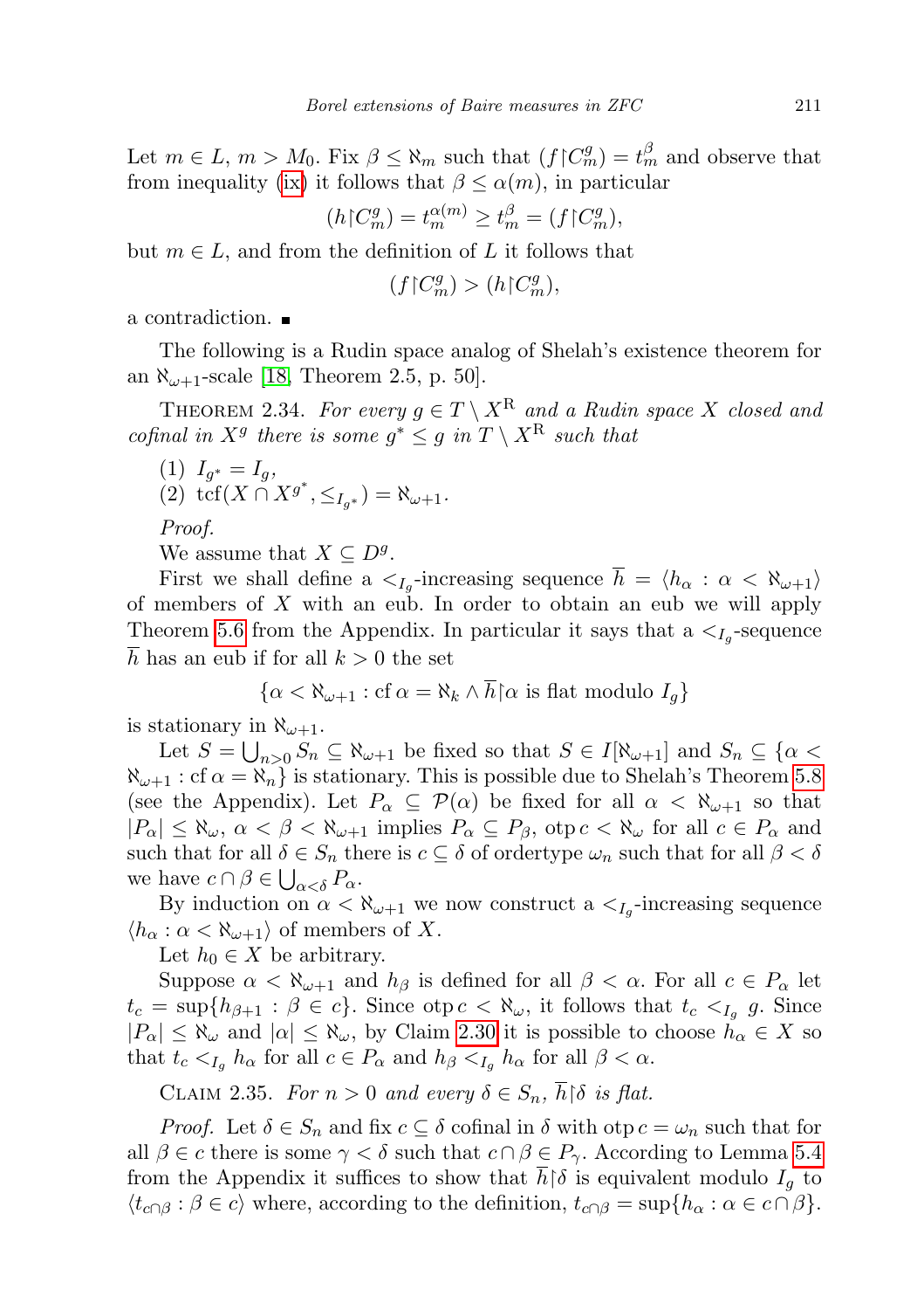Let $m \in L$, $m > M_0$. Fix $\beta \le \aleph_m$ such that $(f{\restriction}C^g_m) = t^\beta_m$ and observe that from inequality (ix) it follows that $\beta \le \alpha(m)$, in particular

$$(h{\restriction}C^g_m) = t^{\alpha(m)}_m \ge t^\beta_m = (f{\restriction}C^g_m),$$

but $m \in L$, and from the definition of $L$ it follows that

$$(f{\restriction}C^g_m) > (h{\restriction}C^g_m),$$

a contradiction. ■

The following is a Rudin space analog of Shelah's existence theorem for an $\aleph_{\omega+1}$-scale [18, Theorem 2.5, p. 50].

THEOREM 2.34. *For every $g \in T \setminus X^{\mathrm{R}}$ and a Rudin space $X$ closed and cofinal in $X^g$ there is some $g^* \le g$ in $T \setminus X^{\mathrm{R}}$ such that*

(1) $I_{g^*} = I_g$,
(2) $\operatorname{tcf}(X \cap X^{g^*}, \le_{I_{g^*}}) = \aleph_{\omega+1}$.

*Proof.*

We assume that $X \subseteq D^g$.

First we shall define a $<_{I_g}$-increasing sequence $\overline{h} = \langle h_\alpha : \alpha < \aleph_{\omega+1}\rangle$ of members of $X$ with an eub. In order to obtain an eub we will apply Theorem 5.6 from the Appendix. In particular it says that a $<_{I_g}$-sequence $\overline{h}$ has an eub if for all $k > 0$ the set

$$\{\alpha < \aleph_{\omega+1} : \operatorname{cf}\alpha = \aleph_k \wedge \overline{h}{\restriction}\alpha \text{ is flat modulo } I_g\}$$

is stationary in $\aleph_{\omega+1}$.

Let $S = \bigcup_{n>0} S_n \subseteq \aleph_{\omega+1}$ be fixed so that $S \in I[\aleph_{\omega+1}]$ and $S_n \subseteq \{\alpha < \aleph_{\omega+1} : \operatorname{cf}\alpha = \aleph_n\}$ is stationary. This is possible due to Shelah's Theorem 5.8 (see the Appendix). Let $P_\alpha \subseteq \mathcal{P}(\alpha)$ be fixed for all $\alpha < \aleph_{\omega+1}$ so that $|P_\alpha| \le \aleph_\omega$, $\alpha < \beta < \aleph_{\omega+1}$ implies $P_\alpha \subseteq P_\beta$, $\operatorname{otp} c < \aleph_\omega$ for all $c \in P_\alpha$ and such that for all $\delta \in S_n$ there is $c \subseteq \delta$ of ordertype $\omega_n$ such that for all $\beta < \delta$ we have $c \cap \beta \in \bigcup_{\alpha<\delta} P_\alpha$.

By induction on $\alpha < \aleph_{\omega+1}$ we now construct a $<_{I_g}$-increasing sequence $\langle h_\alpha : \alpha < \aleph_{\omega+1}\rangle$ of members of $X$.

Let $h_0 \in X$ be arbitrary.

Suppose $\alpha < \aleph_{\omega+1}$ and $h_\beta$ is defined for all $\beta < \alpha$. For all $c \in P_\alpha$ let $t_c = \sup\{h_{\beta+1} : \beta \in c\}$. Since $\operatorname{otp} c < \aleph_\omega$, it follows that $t_c <_{I_g} g$. Since $|P_\alpha| \le \aleph_\omega$ and $|\alpha| \le \aleph_\omega$, by Claim 2.30 it is possible to choose $h_\alpha \in X$ so that $t_c <_{I_g} h_\alpha$ for all $c \in P_\alpha$ and $h_\beta <_{I_g} h_\alpha$ for all $\beta < \alpha$.

CLAIM 2.35. *For $n > 0$ and every $\delta \in S_n$, $\overline{h}{\restriction}\delta$ is flat.*

*Proof.* Let $\delta \in S_n$ and fix $c \subseteq \delta$ cofinal in $\delta$ with $\operatorname{otp} c = \omega_n$ such that for all $\beta \in c$ there is some $\gamma < \delta$ such that $c \cap \beta \in P_\gamma$. According to Lemma 5.4 from the Appendix it suffices to show that $\overline{h}{\restriction}\delta$ is equivalent modulo $I_g$ to $\langle t_{c\cap\beta} : \beta \in c\rangle$ where, according to the definition, $t_{c\cap\beta} = \sup\{h_\alpha : \alpha \in c \cap \beta\}$.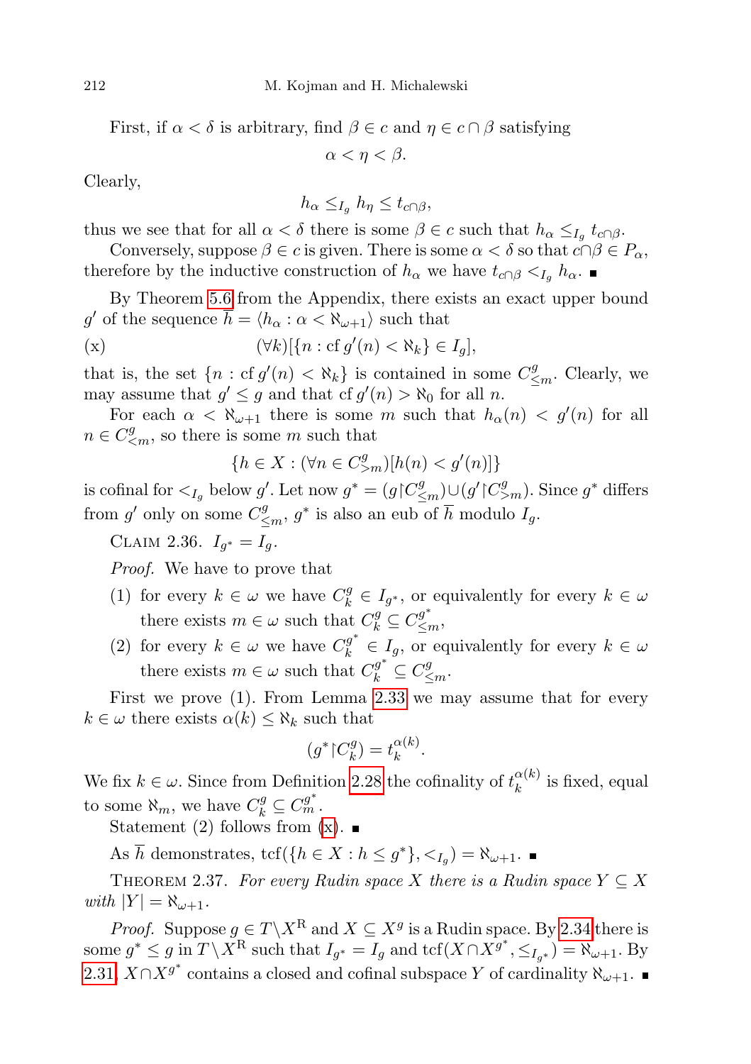First, if $\alpha < \delta$ is arbitrary, find $\beta \in c$ and $\eta \in c \cap \beta$ satisfying

$$\alpha < \eta < \beta.$$

Clearly,

$$h_\alpha \leq_{I_g} h_\eta \leq t_{c\cap\beta},$$

thus we see that for all $\alpha < \delta$ there is some $\beta \in c$ such that $h_\alpha \leq_{I_g} t_{c\cap\beta}$.

Conversely, suppose $\beta \in c$ is given. There is some $\alpha < \delta$ so that $c\cap\beta \in P_\alpha$, therefore by the inductive construction of $h_\alpha$ we have $t_{c\cap\beta} <_{I_g} h_\alpha$. ∎

By Theorem 5.6 from the Appendix, there exists an exact upper bound $g'$ of the sequence $\overline{h} = \langle h_\alpha : \alpha < \aleph_{\omega+1}\rangle$ such that

$$\text{(x)} \qquad (\forall k)[\{n : \operatorname{cf} g'(n) < \aleph_k\} \in I_g],$$

that is, the set $\{n : \operatorname{cf} g'(n) < \aleph_k\}$ is contained in some $C^g_{\leq m}$. Clearly, we may assume that $g' \leq g$ and that $\operatorname{cf} g'(n) > \aleph_0$ for all $n$.

For each $\alpha < \aleph_{\omega+1}$ there is some $m$ such that $h_\alpha(n) < g'(n)$ for all $n \in C^g_{<m}$, so there is some $m$ such that

$$\{h \in X : (\forall n \in C^g_{>m})[h(n) < g'(n)]\}$$

is cofinal for $<_{I_g}$ below $g'$. Let now $g^* = (g\restriction C^g_{\leq m}) \cup (g'\restriction C^g_{>m})$. Since $g^*$ differs from $g'$ only on some $C^g_{\leq m}$, $g^*$ is also an eub of $\overline{h}$ modulo $I_g$.

Claim 2.36. $I_{g^*} = I_g$.

*Proof.* We have to prove that

1. for every $k \in \omega$ we have $C^g_k \in I_{g^*}$, or equivalently for every $k \in \omega$ there exists $m \in \omega$ such that $C^g_k \subseteq C^{g^*}_{\leq m}$,
2. for every $k \in \omega$ we have $C^{g^*}_k \in I_g$, or equivalently for every $k \in \omega$ there exists $m \in \omega$ such that $C^{g^*}_k \subseteq C^g_{\leq m}$.

First we prove (1). From Lemma 2.33 we may assume that for every $k \in \omega$ there exists $\alpha(k) \leq \aleph_k$ such that

$$(g^*\restriction C^g_k) = t^{\alpha(k)}_k.$$

We fix $k \in \omega$. Since from Definition 2.28 the cofinality of $t^{\alpha(k)}_k$ is fixed, equal to some $\aleph_m$, we have $C^g_k \subseteq C^{g^*}_m$.

Statement (2) follows from (x). ∎

As $\overline{h}$ demonstrates, $\operatorname{tcf}(\{h \in X : h \leq g^*\}, <_{I_g}) = \aleph_{\omega+1}$. ∎

Theorem 2.37. *For every Rudin space $X$ there is a Rudin space $Y \subseteq X$ with $|Y| = \aleph_{\omega+1}$.*

*Proof.* Suppose $g \in T\setminus X^{\mathrm{R}}$ and $X \subseteq X^g$ is a Rudin space. By 2.34 there is some $g^* \leq g$ in $T\setminus X^{\mathrm{R}}$ such that $I_{g^*} = I_g$ and $\operatorname{tcf}(X \cap X^{g^*}, \leq_{I_{g^*}}) = \aleph_{\omega+1}$. By 2.31, $X \cap X^{g^*}$ contains a closed and cofinal subspace $Y$ of cardinality $\aleph_{\omega+1}$. ∎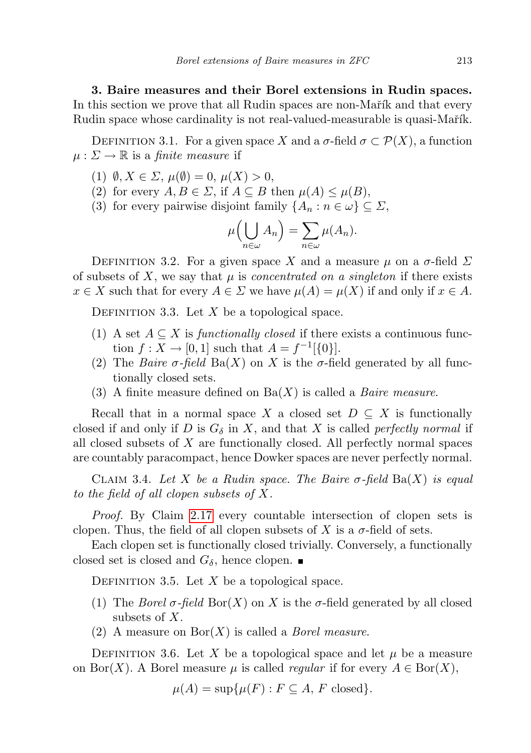**3. Baire measures and their Borel extensions in Rudin spaces.** In this section we prove that all Rudin spaces are non-Mařík and that every Rudin space whose cardinality is not real-valued-measurable is quasi-Mařík.

Definition 3.1. For a given space $X$ and a $\sigma$-field $\sigma \subset \mathcal{P}(X)$, a function $\mu : \Sigma \to \mathbb{R}$ is a *finite measure* if

(1) $\emptyset, X \in \Sigma$, $\mu(\emptyset) = 0$, $\mu(X) > 0$,
(2) for every $A, B \in \Sigma$, if $A \subseteq B$ then $\mu(A) \leq \mu(B)$,
(3) for every pairwise disjoint family $\{A_n : n \in \omega\} \subseteq \Sigma$,

$$\mu\Big(\bigcup_{n\in\omega} A_n\Big) = \sum_{n\in\omega} \mu(A_n).$$

Definition 3.2. For a given space $X$ and a measure $\mu$ on a $\sigma$-field $\Sigma$ of subsets of $X$, we say that $\mu$ is *concentrated on a singleton* if there exists $x \in X$ such that for every $A \in \Sigma$ we have $\mu(A) = \mu(X)$ if and only if $x \in A$.

Definition 3.3. Let $X$ be a topological space.

(1) A set $A \subseteq X$ is *functionally closed* if there exists a continuous function $f : X \to [0,1]$ such that $A = f^{-1}[\{0\}]$.
(2) The *Baire $\sigma$-field* $\mathrm{Ba}(X)$ on $X$ is the $\sigma$-field generated by all functionally closed sets.
(3) A finite measure defined on $\mathrm{Ba}(X)$ is called a *Baire measure*.

Recall that in a normal space $X$ a closed set $D \subseteq X$ is functionally closed if and only if $D$ is $G_\delta$ in $X$, and that $X$ is called *perfectly normal* if all closed subsets of $X$ are functionally closed. All perfectly normal spaces are countably paracompact, hence Dowker spaces are never perfectly normal.

Claim 3.4. *Let $X$ be a Rudin space. The Baire $\sigma$-field $\mathrm{Ba}(X)$ is equal to the field of all clopen subsets of $X$.*

*Proof.* By Claim 2.17 every countable intersection of clopen sets is clopen. Thus, the field of all clopen subsets of $X$ is a $\sigma$-field of sets.

Each clopen set is functionally closed trivially. Conversely, a functionally closed set is closed and $G_\delta$, hence clopen. ∎

Definition 3.5. Let $X$ be a topological space.

(1) The *Borel $\sigma$-field* $\mathrm{Bor}(X)$ on $X$ is the $\sigma$-field generated by all closed subsets of $X$.
(2) A measure on $\mathrm{Bor}(X)$ is called a *Borel measure*.

Definition 3.6. Let $X$ be a topological space and let $\mu$ be a measure on $\mathrm{Bor}(X)$. A Borel measure $\mu$ is called *regular* if for every $A \in \mathrm{Bor}(X)$,

$$\mu(A) = \sup\{\mu(F) : F \subseteq A,\ F \text{ closed}\}.$$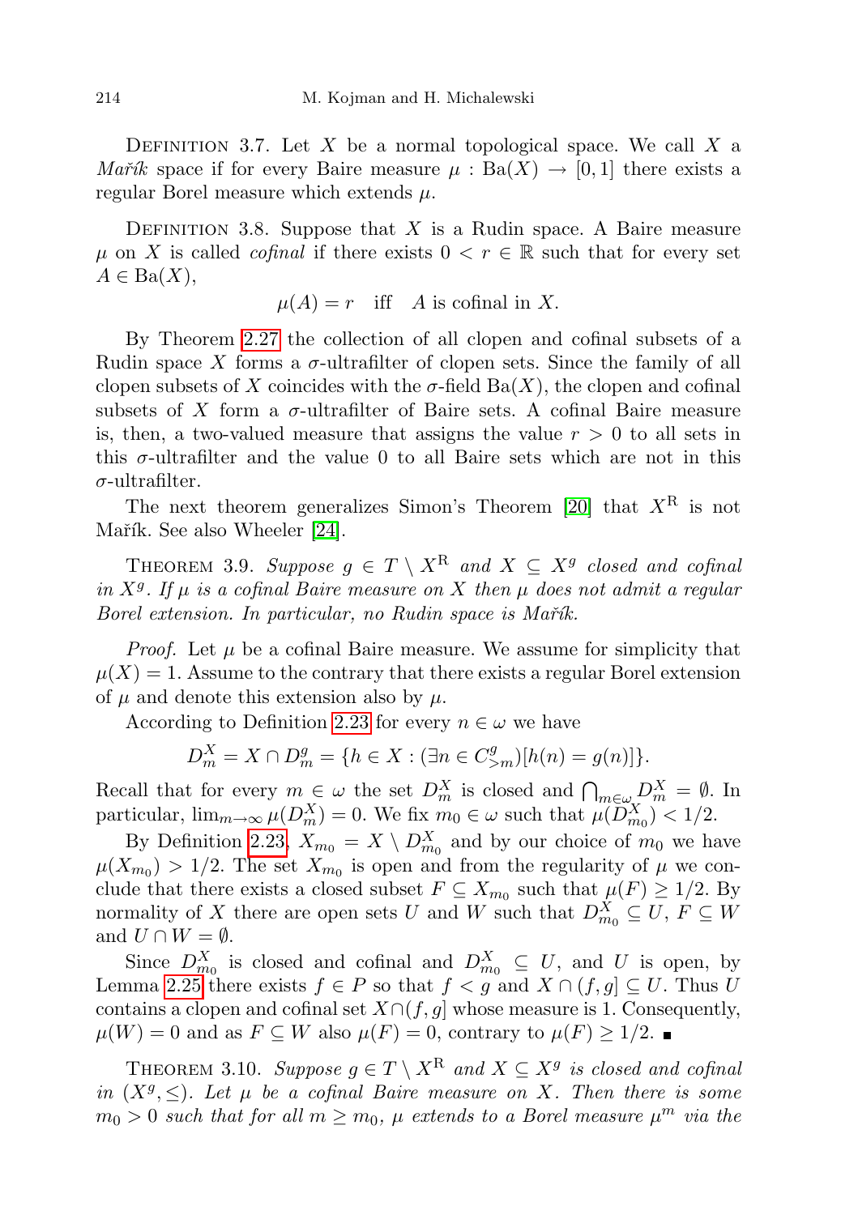Definition 3.7. Let $X$ be a normal topological space. We call $X$ a *Mařík* space if for every Baire measure $\mu : \mathrm{Ba}(X) \to [0,1]$ there exists a regular Borel measure which extends $\mu$.

Definition 3.8. Suppose that $X$ is a Rudin space. A Baire measure $\mu$ on $X$ is called *cofinal* if there exists $0 < r \in \mathbb{R}$ such that for every set $A \in \mathrm{Ba}(X)$,

$$\mu(A) = r \quad \text{iff} \quad A \text{ is cofinal in } X.$$

By Theorem 2.27 the collection of all clopen and cofinal subsets of a Rudin space $X$ forms a $\sigma$-ultrafilter of clopen sets. Since the family of all clopen subsets of $X$ coincides with the $\sigma$-field $\mathrm{Ba}(X)$, the clopen and cofinal subsets of $X$ form a $\sigma$-ultrafilter of Baire sets. A cofinal Baire measure is, then, a two-valued measure that assigns the value $r > 0$ to all sets in this $\sigma$-ultrafilter and the value 0 to all Baire sets which are not in this $\sigma$-ultrafilter.

The next theorem generalizes Simon's Theorem [20] that $X^{\mathrm{R}}$ is not Mařík. See also Wheeler [24].

Theorem 3.9. *Suppose $g \in T \setminus X^{\mathrm{R}}$ and $X \subseteq X^g$ closed and cofinal in $X^g$. If $\mu$ is a cofinal Baire measure on $X$ then $\mu$ does not admit a regular Borel extension. In particular, no Rudin space is Mařík.*

*Proof.* Let $\mu$ be a cofinal Baire measure. We assume for simplicity that $\mu(X) = 1$. Assume to the contrary that there exists a regular Borel extension of $\mu$ and denote this extension also by $\mu$.

According to Definition 2.23 for every $n \in \omega$ we have

$$D^X_m = X \cap D^g_m = \{h \in X : (\exists n \in C^g_{>m})[h(n) = g(n)]\}.$$

Recall that for every $m \in \omega$ the set $D^X_m$ is closed and $\bigcap_{m\in\omega} D^X_m = \emptyset$. In particular, $\lim_{m\to\infty} \mu(D^X_m) = 0$. We fix $m_0 \in \omega$ such that $\mu(D^X_{m_0}) < 1/2$.

By Definition 2.23, $X_{m_0} = X \setminus D^X_{m_0}$ and by our choice of $m_0$ we have $\mu(X_{m_0}) > 1/2$. The set $X_{m_0}$ is open and from the regularity of $\mu$ we conclude that there exists a closed subset $F \subseteq X_{m_0}$ such that $\mu(F) \geq 1/2$. By normality of $X$ there are open sets $U$ and $W$ such that $D^X_{m_0} \subseteq U$, $F \subseteq W$ and $U \cap W = \emptyset$.

Since $D^X_{m_0}$ is closed and cofinal and $D^X_{m_0} \subseteq U$, and $U$ is open, by Lemma 2.25 there exists $f \in P$ so that $f < g$ and $X \cap (f, g] \subseteq U$. Thus $U$ contains a clopen and cofinal set $X \cap (f, g]$ whose measure is 1. Consequently, $\mu(W) = 0$ and as $F \subseteq W$ also $\mu(F) = 0$, contrary to $\mu(F) \geq 1/2$. ∎

Theorem 3.10. *Suppose $g \in T \setminus X^{\mathrm{R}}$ and $X \subseteq X^g$ is closed and cofinal in $(X^g, \leq)$. Let $\mu$ be a cofinal Baire measure on $X$. Then there is some $m_0 > 0$ such that for all $m \geq m_0$, $\mu$ extends to a Borel measure $\mu^m$ via the*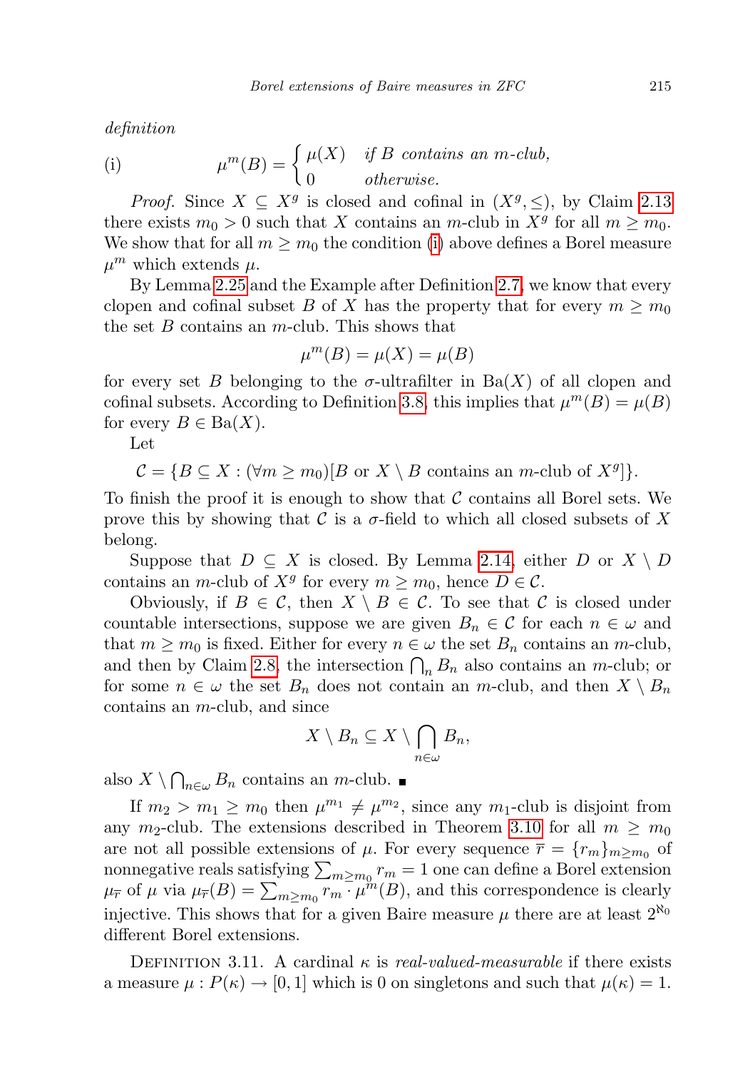*definition*

(i) $$\mu^m(B) = \begin{cases} \mu(X) & \textit{if } B \textit{ contains an } m\textit{-club,} \\ 0 & \textit{otherwise.} \end{cases}$$

*Proof.* Since $X \subseteq X^g$ is closed and cofinal in $(X^g, \leq)$, by Claim 2.13 there exists $m_0 > 0$ such that $X$ contains an $m$-club in $X^g$ for all $m \geq m_0$. We show that for all $m \geq m_0$ the condition (i) above defines a Borel measure $\mu^m$ which extends $\mu$.

By Lemma 2.25 and the Example after Definition 2.7, we know that every clopen and cofinal subset $B$ of $X$ has the property that for every $m \geq m_0$ the set $B$ contains an $m$-club. This shows that

$$\mu^m(B) = \mu(X) = \mu(B)$$

for every set $B$ belonging to the $\sigma$-ultrafilter in $\mathrm{Ba}(X)$ of all clopen and cofinal subsets. According to Definition 3.8, this implies that $\mu^m(B) = \mu(B)$ for every $B \in \mathrm{Ba}(X)$.

Let

$$\mathcal{C} = \{B \subseteq X : (\forall m \geq m_0)[B \text{ or } X \setminus B \text{ contains an } m\text{-club of } X^g]\}.$$

To finish the proof it is enough to show that $\mathcal{C}$ contains all Borel sets. We prove this by showing that $\mathcal{C}$ is a $\sigma$-field to which all closed subsets of $X$ belong.

Suppose that $D \subseteq X$ is closed. By Lemma 2.14, either $D$ or $X \setminus D$ contains an $m$-club of $X^g$ for every $m \geq m_0$, hence $D \in \mathcal{C}$.

Obviously, if $B \in \mathcal{C}$, then $X \setminus B \in \mathcal{C}$. To see that $\mathcal{C}$ is closed under countable intersections, suppose we are given $B_n \in \mathcal{C}$ for each $n \in \omega$ and that $m \geq m_0$ is fixed. Either for every $n \in \omega$ the set $B_n$ contains an $m$-club, and then by Claim 2.8, the intersection $\bigcap_n B_n$ also contains an $m$-club; or for some $n \in \omega$ the set $B_n$ does not contain an $m$-club, and then $X \setminus B_n$ contains an $m$-club, and since

$$X \setminus B_n \subseteq X \setminus \bigcap_{n\in\omega} B_n,$$

also $X \setminus \bigcap_{n\in\omega} B_n$ contains an $m$-club. ∎

If $m_2 > m_1 \geq m_0$ then $\mu^{m_1} \neq \mu^{m_2}$, since any $m_1$-club is disjoint from any $m_2$-club. The extensions described in Theorem 3.10 for all $m \geq m_0$ are not all possible extensions of $\mu$. For every sequence $\overline{r} = \{r_m\}_{m\geq m_0}$ of nonnegative reals satisfying $\sum_{m\geq m_0} r_m = 1$ one can define a Borel extension $\mu_{\overline{r}}$ of $\mu$ via $\mu_{\overline{r}}(B) = \sum_{m\geq m_0} r_m \cdot \mu^m(B)$, and this correspondence is clearly injective. This shows that for a given Baire measure $\mu$ there are at least $2^{\aleph_0}$ different Borel extensions.

Definition 3.11. A cardinal $\kappa$ is *real-valued-measurable* if there exists a measure $\mu : P(\kappa) \to [0, 1]$ which is 0 on singletons and such that $\mu(\kappa) = 1$.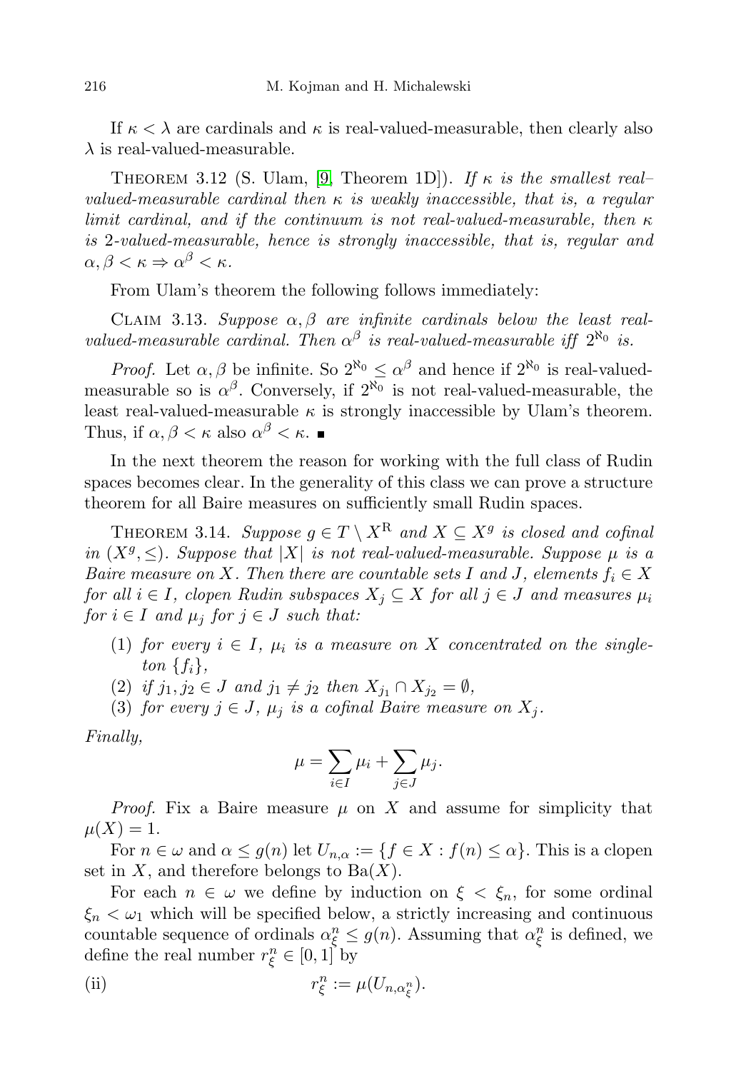If $\kappa < \lambda$ are cardinals and $\kappa$ is real-valued-measurable, then clearly also $\lambda$ is real-valued-measurable.

THEOREM 3.12 (S. Ulam, [9, Theorem 1D]). *If $\kappa$ is the smallest real-valued-measurable cardinal then $\kappa$ is weakly inaccessible, that is, a regular limit cardinal, and if the continuum is not real-valued-measurable, then $\kappa$ is 2-valued-measurable, hence is strongly inaccessible, that is, regular and $\alpha, \beta < \kappa \Rightarrow \alpha^\beta < \kappa$.*

From Ulam's theorem the following follows immediately:

CLAIM 3.13. *Suppose $\alpha, \beta$ are infinite cardinals below the least real-valued-measurable cardinal. Then $\alpha^\beta$ is real-valued-measurable iff $2^{\aleph_0}$ is.*

*Proof.* Let $\alpha, \beta$ be infinite. So $2^{\aleph_0} \leq \alpha^\beta$ and hence if $2^{\aleph_0}$ is real-valued-measurable so is $\alpha^\beta$. Conversely, if $2^{\aleph_0}$ is not real-valued-measurable, the least real-valued-measurable $\kappa$ is strongly inaccessible by Ulam's theorem. Thus, if $\alpha, \beta < \kappa$ also $\alpha^\beta < \kappa$. ∎

In the next theorem the reason for working with the full class of Rudin spaces becomes clear. In the generality of this class we can prove a structure theorem for all Baire measures on sufficiently small Rudin spaces.

THEOREM 3.14. *Suppose $g \in T \setminus X^{\mathrm{R}}$ and $X \subseteq X^g$ is closed and cofinal in $(X^g, \leq)$. Suppose that $|X|$ is not real-valued-measurable. Suppose $\mu$ is a Baire measure on $X$. Then there are countable sets $I$ and $J$, elements $f_i \in X$ for all $i \in I$, clopen Rudin subspaces $X_j \subseteq X$ for all $j \in J$ and measures $\mu_i$ for $i \in I$ and $\mu_j$ for $j \in J$ such that:*

1. *for every $i \in I$, $\mu_i$ is a measure on $X$ concentrated on the singleton $\{f_i\}$,*
2. *if $j_1, j_2 \in J$ and $j_1 \neq j_2$ then $X_{j_1} \cap X_{j_2} = \emptyset$,*
3. *for every $j \in J$, $\mu_j$ is a cofinal Baire measure on $X_j$.*

*Finally,*

$$\mu = \sum_{i \in I} \mu_i + \sum_{j \in J} \mu_j.$$

*Proof.* Fix a Baire measure $\mu$ on $X$ and assume for simplicity that $\mu(X) = 1$.

For $n \in \omega$ and $\alpha \leq g(n)$ let $U_{n,\alpha} := \{f \in X : f(n) \leq \alpha\}$. This is a clopen set in $X$, and therefore belongs to $\mathrm{Ba}(X)$.

For each $n \in \omega$ we define by induction on $\xi < \xi_n$, for some ordinal $\xi_n < \omega_1$ which will be specified below, a strictly increasing and continuous countable sequence of ordinals $\alpha^n_\xi \leq g(n)$. Assuming that $\alpha^n_\xi$ is defined, we define the real number $r^n_\xi \in [0, 1]$ by

$$r^n_\xi := \mu(U_{n,\alpha^n_\xi}). \tag{ii}$$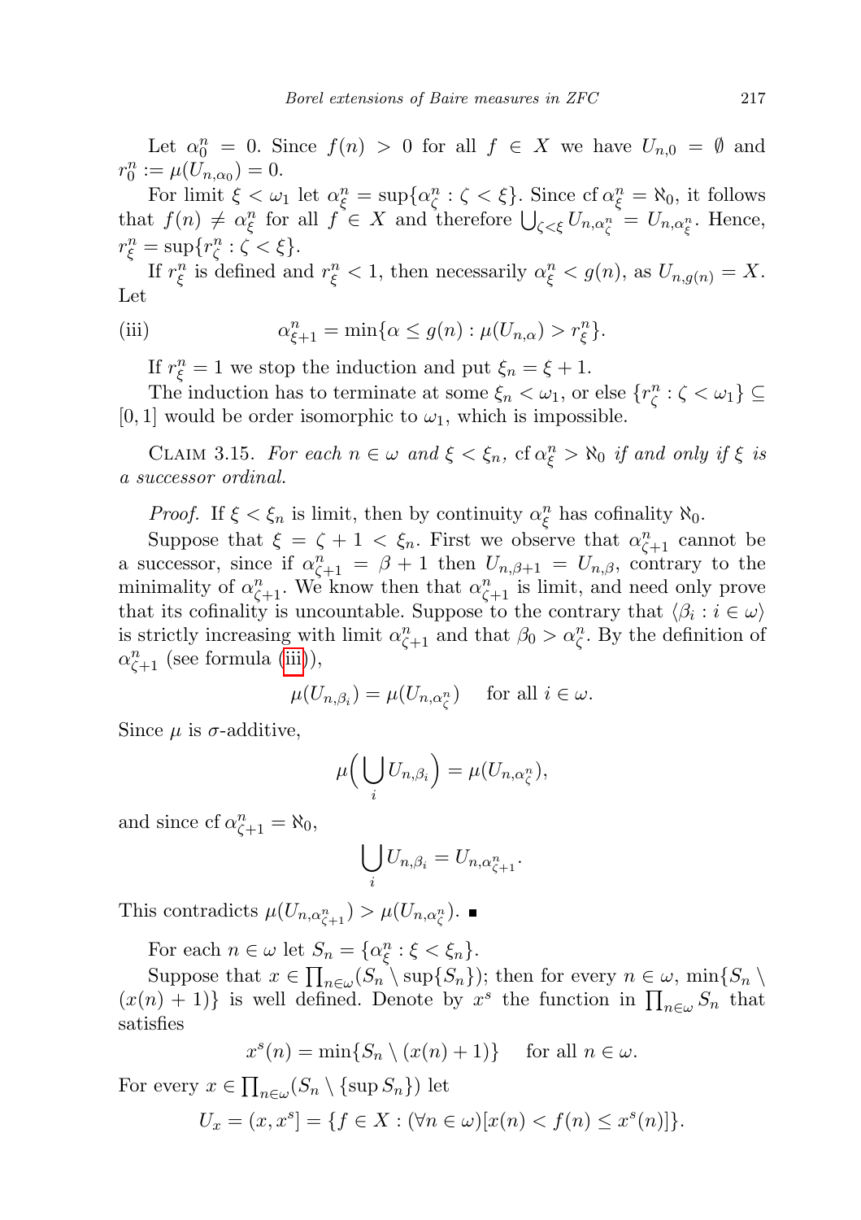Let $\alpha_0^n = 0$. Since $f(n) > 0$ for all $f \in X$ we have $U_{n,0} = \emptyset$ and $r_0^n := \mu(U_{n,\alpha_0}) = 0$.

For limit $\xi < \omega_1$ let $\alpha_\xi^n = \sup\{\alpha_\zeta^n : \zeta < \xi\}$. Since $\operatorname{cf} \alpha_\xi^n = \aleph_0$, it follows that $f(n) \neq \alpha_\xi^n$ for all $f \in X$ and therefore $\bigcup_{\zeta<\xi} U_{n,\alpha_\zeta^n} = U_{n,\alpha_\xi^n}$. Hence, $r_\xi^n = \sup\{r_\zeta^n : \zeta < \xi\}$.

If $r_\xi^n$ is defined and $r_\xi^n < 1$, then necessarily $\alpha_\xi^n < g(n)$, as $U_{n,g(n)} = X$. Let

$$\alpha_{\xi+1}^n = \min\{\alpha \leq g(n) : \mu(U_{n,\alpha}) > r_\xi^n\}. \tag{iii}$$

If $r_\xi^n = 1$ we stop the induction and put $\xi_n = \xi + 1$.

The induction has to terminate at some $\xi_n < \omega_1$, or else $\{r_\zeta^n : \zeta < \omega_1\} \subseteq [0,1]$ would be order isomorphic to $\omega_1$, which is impossible.

Claim 3.15. *For each $n \in \omega$ and $\xi < \xi_n$, $\operatorname{cf} \alpha_\xi^n > \aleph_0$ if and only if $\xi$ is a successor ordinal.*

*Proof.* If $\xi < \xi_n$ is limit, then by continuity $\alpha_\xi^n$ has cofinality $\aleph_0$.

Suppose that $\xi = \zeta + 1 < \xi_n$. First we observe that $\alpha_{\zeta+1}^n$ cannot be a successor, since if $\alpha_{\zeta+1}^n = \beta + 1$ then $U_{n,\beta+1} = U_{n,\beta}$, contrary to the minimality of $\alpha_{\zeta+1}^n$. We know then that $\alpha_{\zeta+1}^n$ is limit, and need only prove that its cofinality is uncountable. Suppose to the contrary that $\langle \beta_i : i \in \omega \rangle$ is strictly increasing with limit $\alpha_{\zeta+1}^n$ and that $\beta_0 > \alpha_\zeta^n$. By the definition of $\alpha_{\zeta+1}^n$ (see formula (iii)),

$$\mu(U_{n,\beta_i}) = \mu(U_{n,\alpha_\zeta^n}) \quad \text{for all } i \in \omega.$$

Since $\mu$ is $\sigma$-additive,

$$\mu\Big(\bigcup_i U_{n,\beta_i}\Big) = \mu(U_{n,\alpha_\zeta^n}),$$

and since $\operatorname{cf} \alpha_{\zeta+1}^n = \aleph_0$,

$$\bigcup_i U_{n,\beta_i} = U_{n,\alpha_{\zeta+1}^n}.$$

This contradicts $\mu(U_{n,\alpha_{\zeta+1}^n}) > \mu(U_{n,\alpha_\zeta^n})$. ∎

For each $n \in \omega$ let $S_n = \{\alpha_\xi^n : \xi < \xi_n\}$.

Suppose that $x \in \prod_{n\in\omega}(S_n \setminus \sup\{S_n\})$; then for every $n \in \omega$, $\min\{S_n \setminus (x(n)+1)\}$ is well defined. Denote by $x^s$ the function in $\prod_{n\in\omega} S_n$ that satisfies

$$x^s(n) = \min\{S_n \setminus (x(n)+1)\} \quad \text{for all } n \in \omega.$$

For every $x \in \prod_{n\in\omega}(S_n \setminus \{\sup S_n\})$ let

$$U_x = (x, x^s] = \{f \in X : (\forall n \in \omega)[x(n) < f(n) \leq x^s(n)]\}.$$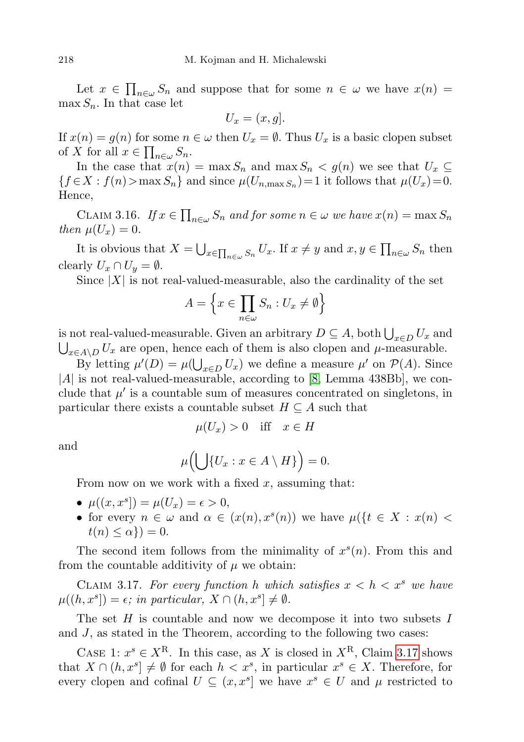Let $x \in \prod_{n\in\omega} S_n$ and suppose that for some $n \in \omega$ we have $x(n) = \max S_n$. In that case let

$$U_x = (x, g].$$

If $x(n) = g(n)$ for some $n \in \omega$ then $U_x = \emptyset$. Thus $U_x$ is a basic clopen subset of $X$ for all $x \in \prod_{n\in\omega} S_n$.

In the case that $x(n) = \max S_n$ and $\max S_n < g(n)$ we see that $U_x \subseteq \{f \in X : f(n) > \max S_n\}$ and since $\mu(U_{n,\max S_n}) = 1$ it follows that $\mu(U_x) = 0$. Hence,

Claim 3.16. *If $x \in \prod_{n\in\omega} S_n$ and for some $n \in \omega$ we have $x(n) = \max S_n$ then $\mu(U_x) = 0$.*

It is obvious that $X = \bigcup_{x\in\prod_{n\in\omega} S_n} U_x$. If $x \neq y$ and $x, y \in \prod_{n\in\omega} S_n$ then clearly $U_x \cap U_y = \emptyset$.

Since $|X|$ is not real-valued-measurable, also the cardinality of the set

$$A = \Big\{x \in \prod_{n\in\omega} S_n : U_x \neq \emptyset\Big\}$$

is not real-valued-measurable. Given an arbitrary $D \subseteq A$, both $\bigcup_{x\in D} U_x$ and $\bigcup_{x\in A\setminus D} U_x$ are open, hence each of them is also clopen and $\mu$-measurable.

By letting $\mu'(D) = \mu(\bigcup_{x\in D} U_x)$ we define a measure $\mu'$ on $\mathcal{P}(A)$. Since $|A|$ is not real-valued-measurable, according to [8, Lemma 438Bb], we conclude that $\mu'$ is a countable sum of measures concentrated on singletons, in particular there exists a countable subset $H \subseteq A$ such that

$$\mu(U_x) > 0 \quad \text{iff} \quad x \in H$$

and

$$\mu\Big(\bigcup\{U_x : x \in A \setminus H\}\Big) = 0.$$

From now on we work with a fixed $x$, assuming that:

- $\mu((x, x^s]) = \mu(U_x) = \epsilon > 0$,
- for every $n \in \omega$ and $\alpha \in (x(n), x^s(n))$ we have $\mu(\{t \in X : x(n) < t(n) \leq \alpha\}) = 0$.

The second item follows from the minimality of $x^s(n)$. From this and from the countable additivity of $\mu$ we obtain:

Claim 3.17. *For every function $h$ which satisfies $x < h < x^s$ we have $\mu((h, x^s]) = \epsilon$; in particular, $X \cap (h, x^s] \neq \emptyset$.*

The set $H$ is countable and now we decompose it into two subsets $I$ and $J$, as stated in the Theorem, according to the following two cases:

Case 1: $x^s \in X^{\mathrm{R}}$. In this case, as $X$ is closed in $X^{\mathrm{R}}$, Claim 3.17 shows that $X \cap (h, x^s] \neq \emptyset$ for each $h < x^s$, in particular $x^s \in X$. Therefore, for every clopen and cofinal $U \subseteq (x, x^s]$ we have $x^s \in U$ and $\mu$ restricted to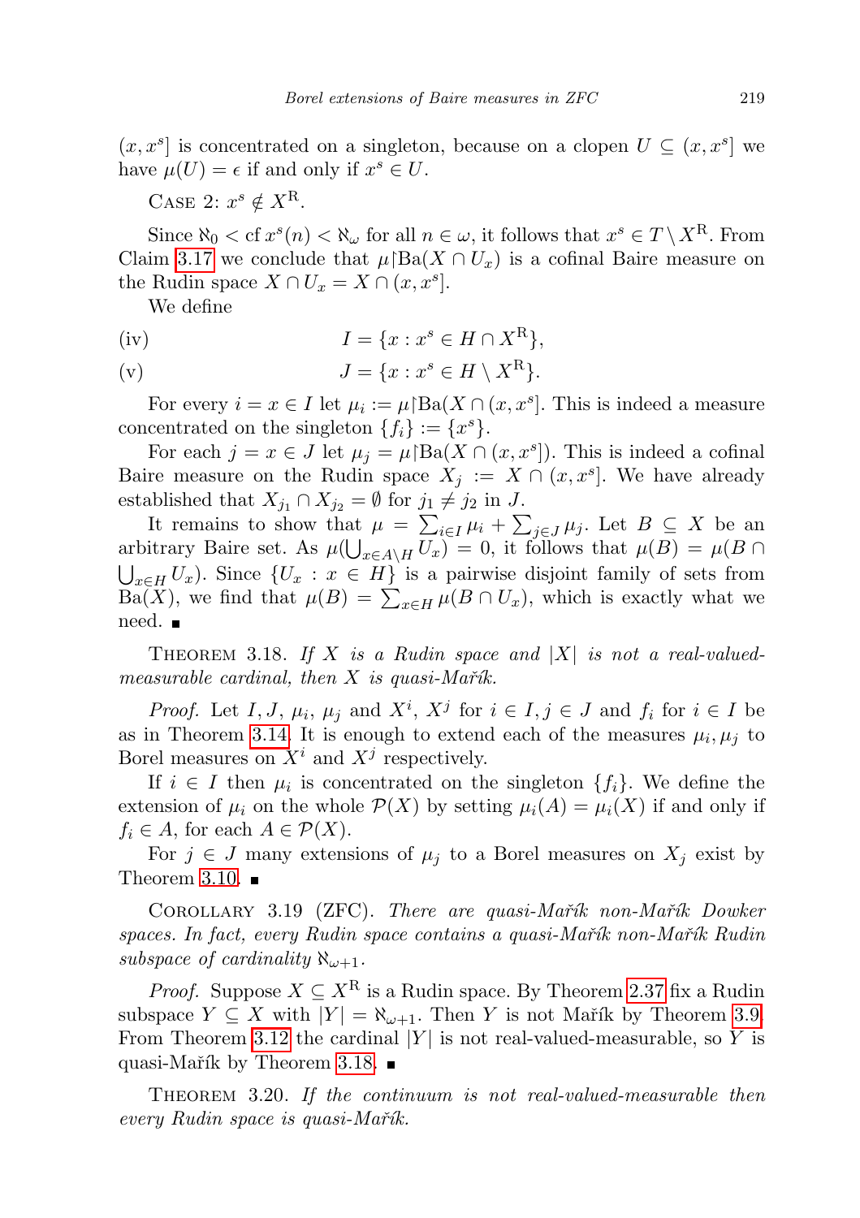$(x, x^s]$ is concentrated on a singleton, because on a clopen $U \subseteq (x, x^s]$ we have $\mu(U) = \epsilon$ if and only if $x^s \in U$.

Case 2: $x^s \notin X^{\mathrm{R}}$.

Since $\aleph_0 < \operatorname{cf} x^s(n) < \aleph_\omega$ for all $n \in \omega$, it follows that $x^s \in T \setminus X^{\mathrm{R}}$. From Claim 3.17 we conclude that $\mu{\restriction}\mathrm{Ba}(X \cap U_x)$ is a cofinal Baire measure on the Rudin space $X \cap U_x = X \cap (x, x^s]$.

We define

$$\text{(iv)} \qquad I = \{x : x^s \in H \cap X^{\mathrm{R}}\},$$

$$\text{(v)} \qquad J = \{x : x^s \in H \setminus X^{\mathrm{R}}\}.$$

For every $i = x \in I$ let $\mu_i := \mu{\restriction}\mathrm{Ba}(X \cap (x, x^s]$. This is indeed a measure concentrated on the singleton $\{f_i\} := \{x^s\}$.

For each $j = x \in J$ let $\mu_j = \mu{\restriction}\mathrm{Ba}(X \cap (x, x^s])$. This is indeed a cofinal Baire measure on the Rudin space $X_j := X \cap (x, x^s]$. We have already established that $X_{j_1} \cap X_{j_2} = \emptyset$ for $j_1 \neq j_2$ in $J$.

It remains to show that $\mu = \sum_{i \in I} \mu_i + \sum_{j \in J} \mu_j$. Let $B \subseteq X$ be an arbitrary Baire set. As $\mu(\bigcup_{x \in A \setminus H} U_x) = 0$, it follows that $\mu(B) = \mu(B \cap \bigcup_{x \in H} U_x)$. Since $\{U_x : x \in H\}$ is a pairwise disjoint family of sets from $\mathrm{Ba}(X)$, we find that $\mu(B) = \sum_{x \in H} \mu(B \cap U_x)$, which is exactly what we need. ∎

Theorem 3.18. *If $X$ is a Rudin space and $|X|$ is not a real-valued-measurable cardinal, then $X$ is quasi-Mařík.*

*Proof.* Let $I, J, \mu_i, \mu_j$ and $X^i, X^j$ for $i \in I, j \in J$ and $f_i$ for $i \in I$ be as in Theorem 3.14. It is enough to extend each of the measures $\mu_i, \mu_j$ to Borel measures on $X^i$ and $X^j$ respectively.

If $i \in I$ then $\mu_i$ is concentrated on the singleton $\{f_i\}$. We define the extension of $\mu_i$ on the whole $\mathcal{P}(X)$ by setting $\mu_i(A) = \mu_i(X)$ if and only if $f_i \in A$, for each $A \in \mathcal{P}(X)$.

For $j \in J$ many extensions of $\mu_j$ to a Borel measures on $X_j$ exist by Theorem 3.10. ∎

Corollary 3.19 (ZFC). *There are quasi-Mařík non-Mařík Dowker spaces. In fact, every Rudin space contains a quasi-Mařík non-Mařík Rudin subspace of cardinality $\aleph_{\omega+1}$.*

*Proof.* Suppose $X \subseteq X^{\mathrm{R}}$ is a Rudin space. By Theorem 2.37 fix a Rudin subspace $Y \subseteq X$ with $|Y| = \aleph_{\omega+1}$. Then $Y$ is not Mařík by Theorem 3.9. From Theorem 3.12 the cardinal $|Y|$ is not real-valued-measurable, so $Y$ is quasi-Mařík by Theorem 3.18. ∎

Theorem 3.20. *If the continuum is not real-valued-measurable then every Rudin space is quasi-Mařík.*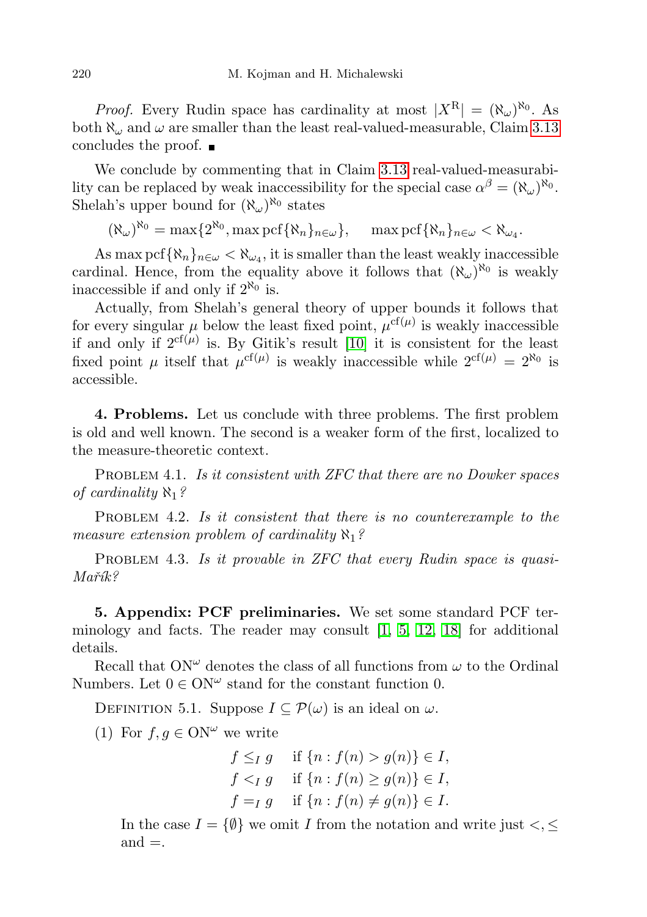*Proof.* Every Rudin space has cardinality at most $|X^{\mathrm{R}}| = (\aleph_\omega)^{\aleph_0}$. As both $\aleph_\omega$ and $\omega$ are smaller than the least real-valued-measurable, Claim 3.13 concludes the proof. ■

We conclude by commenting that in Claim 3.13 real-valued-measurability can be replaced by weak inaccessibility for the special case $\alpha^\beta = (\aleph_\omega)^{\aleph_0}$. Shelah's upper bound for $(\aleph_\omega)^{\aleph_0}$ states

$$(\aleph_\omega)^{\aleph_0} = \max\{2^{\aleph_0}, \max \operatorname{pcf}\{\aleph_n\}_{n\in\omega}\}, \qquad \max \operatorname{pcf}\{\aleph_n\}_{n\in\omega} < \aleph_{\omega_4}.$$

As $\max \operatorname{pcf}\{\aleph_n\}_{n\in\omega} < \aleph_{\omega_4}$, it is smaller than the least weakly inaccessible cardinal. Hence, from the equality above it follows that $(\aleph_\omega)^{\aleph_0}$ is weakly inaccessible if and only if $2^{\aleph_0}$ is.

Actually, from Shelah's general theory of upper bounds it follows that for every singular $\mu$ below the least fixed point, $\mu^{\operatorname{cf}(\mu)}$ is weakly inaccessible if and only if $2^{\operatorname{cf}(\mu)}$ is. By Gitik's result [10] it is consistent for the least fixed point $\mu$ itself that $\mu^{\operatorname{cf}(\mu)}$ is weakly inaccessible while $2^{\operatorname{cf}(\mu)} = 2^{\aleph_0}$ is accessible.

## 4. Problems.

Let us conclude with three problems. The first problem is old and well known. The second is a weaker form of the first, localized to the measure-theoretic context.

Problem 4.1. *Is it consistent with ZFC that there are no Dowker spaces of cardinality $\aleph_1$?*

Problem 4.2. *Is it consistent that there is no counterexample to the measure extension problem of cardinality $\aleph_1$?*

Problem 4.3. *Is it provable in ZFC that every Rudin space is quasi-Mařík?*

## 5. Appendix: PCF preliminaries.

We set some standard PCF terminology and facts. The reader may consult [1, 5, 12, 18] for additional details.

Recall that $\mathrm{ON}^\omega$ denotes the class of all functions from $\omega$ to the Ordinal Numbers. Let $0 \in \mathrm{ON}^\omega$ stand for the constant function 0.

Definition 5.1. Suppose $I \subseteq \mathcal{P}(\omega)$ is an ideal on $\omega$.

(1) For $f, g \in \mathrm{ON}^\omega$ we write

$$\begin{aligned} f \le_I g &\quad \text{if } \{n : f(n) > g(n)\} \in I, \\ f <_I g &\quad \text{if } \{n : f(n) \ge g(n)\} \in I, \\ f =_I g &\quad \text{if } \{n : f(n) \ne g(n)\} \in I. \end{aligned}$$

In the case $I = \{\emptyset\}$ we omit $I$ from the notation and write just $<, \le$ and $=$.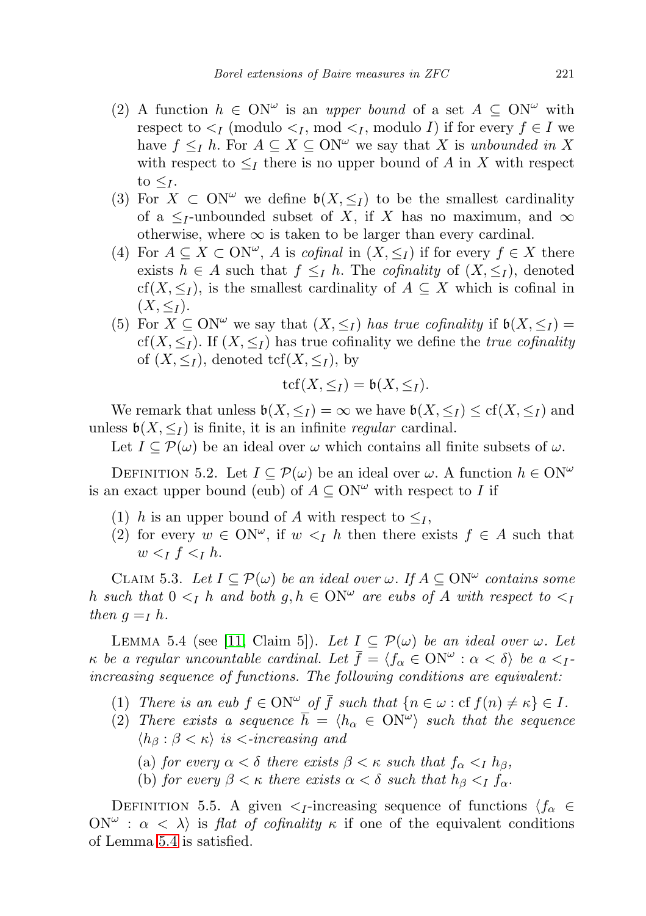(2) A function $h \in \mathrm{ON}^\omega$ is an *upper bound* of a set $A \subseteq \mathrm{ON}^\omega$ with respect to $<_I$ (modulo $<_I$, mod $<_I$, modulo $I$) if for every $f \in I$ we have $f \leq_I h$. For $A \subseteq X \subseteq \mathrm{ON}^\omega$ we say that $X$ is *unbounded in* $X$ with respect to $\leq_I$ there is no upper bound of $A$ in $X$ with respect to $\leq_I$.

(3) For $X \subset \mathrm{ON}^\omega$ we define $\mathfrak{b}(X, \leq_I)$ to be the smallest cardinality of a $\leq_I$-unbounded subset of $X$, if $X$ has no maximum, and $\infty$ otherwise, where $\infty$ is taken to be larger than every cardinal.

(4) For $A \subseteq X \subset \mathrm{ON}^\omega$, $A$ is *cofinal* in $(X, \leq_I)$ if for every $f \in X$ there exists $h \in A$ such that $f \leq_I h$. The *cofinality* of $(X, \leq_I)$, denoted $\mathrm{cf}(X, \leq_I)$, is the smallest cardinality of $A \subseteq X$ which is cofinal in $(X, \leq_I)$.

(5) For $X \subseteq \mathrm{ON}^\omega$ we say that $(X, \leq_I)$ *has true cofinality* if $\mathfrak{b}(X, \leq_I) = \mathrm{cf}(X, \leq_I)$. If $(X, \leq_I)$ has true cofinality we define the *true cofinality* of $(X, \leq_I)$, denoted $\mathrm{tcf}(X, \leq_I)$, by

$$\mathrm{tcf}(X, \leq_I) = \mathfrak{b}(X, \leq_I).$$

We remark that unless $\mathfrak{b}(X, \leq_I) = \infty$ we have $\mathfrak{b}(X, \leq_I) \leq \mathrm{cf}(X, \leq_I)$ and unless $\mathfrak{b}(X, \leq_I)$ is finite, it is an infinite *regular* cardinal.

Let $I \subseteq \mathcal{P}(\omega)$ be an ideal over $\omega$ which contains all finite subsets of $\omega$.

Definition 5.2. Let $I \subseteq \mathcal{P}(\omega)$ be an ideal over $\omega$. A function $h \in \mathrm{ON}^\omega$ is an exact upper bound (eub) of $A \subseteq \mathrm{ON}^\omega$ with respect to $I$ if

(1) $h$ is an upper bound of $A$ with respect to $\leq_I$,

(2) for every $w \in \mathrm{ON}^\omega$, if $w <_I h$ then there exists $f \in A$ such that $w <_I f <_I h$.

Claim 5.3. *Let $I \subseteq \mathcal{P}(\omega)$ be an ideal over $\omega$. If $A \subseteq \mathrm{ON}^\omega$ contains some $h$ such that $0 <_I h$ and both $g, h \in \mathrm{ON}^\omega$ are eubs of $A$ with respect to $<_I$ then $g =_I h$.*

Lemma 5.4 (see [11, Claim 5]). *Let $I \subseteq \mathcal{P}(\omega)$ be an ideal over $\omega$. Let $\kappa$ be a regular uncountable cardinal. Let $\overline{f} = \langle f_\alpha \in \mathrm{ON}^\omega : \alpha < \delta\rangle$ be a $<_I$-increasing sequence of functions. The following conditions are equivalent:*

(1) *There is an eub $f \in \mathrm{ON}^\omega$ of $\overline{f}$ such that $\{n \in \omega : \mathrm{cf}\, f(n) \neq \kappa\} \in I$.*

(2) *There exists a sequence $\overline{h} = \langle h_\alpha \in \mathrm{ON}^\omega\rangle$ such that the sequence $\langle h_\beta : \beta < \kappa\rangle$ is $<$-increasing and*

  (a) *for every $\alpha < \delta$ there exists $\beta < \kappa$ such that $f_\alpha <_I h_\beta$,*

  (b) *for every $\beta < \kappa$ there exists $\alpha < \delta$ such that $h_\beta <_I f_\alpha$.*

Definition 5.5. A given $<_I$-increasing sequence of functions $\langle f_\alpha \in \mathrm{ON}^\omega : \alpha < \lambda\rangle$ is *flat of cofinality* $\kappa$ if one of the equivalent conditions of Lemma 5.4 is satisfied.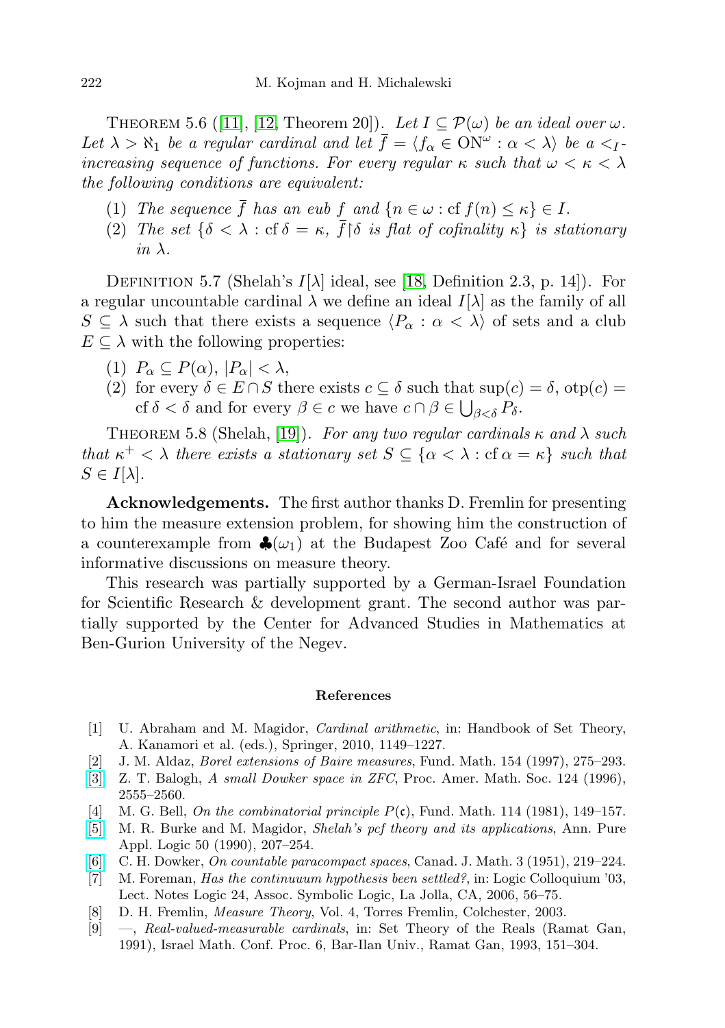Theorem 5.6 ([11], [12, Theorem 20]). *Let $I \subseteq \mathcal{P}(\omega)$ be an ideal over $\omega$. Let $\lambda > \aleph_1$ be a regular cardinal and let $\bar{f} = \langle f_\alpha \in \mathrm{ON}^\omega : \alpha < \lambda \rangle$ be a $<_I$-increasing sequence of functions. For every regular $\kappa$ such that $\omega < \kappa < \lambda$ the following conditions are equivalent:*

1. *The sequence $\bar{f}$ has an eub $f$ and $\{n \in \omega : \mathrm{cf}\, f(n) \leq \kappa\} \in I$.*
2. *The set $\{\delta < \lambda : \mathrm{cf}\,\delta = \kappa,\ \bar{f}{\restriction}\delta \text{ is flat of cofinality } \kappa\}$ is stationary in $\lambda$.*

Definition 5.7 (Shelah's $I[\lambda]$ ideal, see [18, Definition 2.3, p. 14]). For a regular uncountable cardinal $\lambda$ we define an ideal $I[\lambda]$ as the family of all $S \subseteq \lambda$ such that there exists a sequence $\langle P_\alpha : \alpha < \lambda \rangle$ of sets and a club $E \subseteq \lambda$ with the following properties:

1. $P_\alpha \subseteq P(\alpha)$, $|P_\alpha| < \lambda$,
2. for every $\delta \in E \cap S$ there exists $c \subseteq \delta$ such that $\sup(c) = \delta$, $\mathrm{otp}(c) = \mathrm{cf}\,\delta < \delta$ and for every $\beta \in c$ we have $c \cap \beta \in \bigcup_{\beta < \delta} P_\delta$.

Theorem 5.8 (Shelah, [19]). *For any two regular cardinals $\kappa$ and $\lambda$ such that $\kappa^+ < \lambda$ there exists a stationary set $S \subseteq \{\alpha < \lambda : \mathrm{cf}\,\alpha = \kappa\}$ such that $S \in I[\lambda]$.*

**Acknowledgements.** The first author thanks D. Fremlin for presenting to him the measure extension problem, for showing him the construction of a counterexample from $\clubsuit(\omega_1)$ at the Budapest Zoo Café and for several informative discussions on measure theory.

This research was partially supported by a German-Israel Foundation for Scientific Research & development grant. The second author was partially supported by the Center for Advanced Studies in Mathematics at Ben-Gurion University of the Negev.

## References

[1] U. Abraham and M. Magidor, *Cardinal arithmetic*, in: Handbook of Set Theory, A. Kanamori et al. (eds.), Springer, 2010, 1149–1227.

[2] J. M. Aldaz, *Borel extensions of Baire measures*, Fund. Math. 154 (1997), 275–293.

[3] Z. T. Balogh, *A small Dowker space in ZFC*, Proc. Amer. Math. Soc. 124 (1996), 2555–2560.

[4] M. G. Bell, *On the combinatorial principle $P(\mathfrak{c})$*, Fund. Math. 114 (1981), 149–157.

[5] M. R. Burke and M. Magidor, *Shelah's pcf theory and its applications*, Ann. Pure Appl. Logic 50 (1990), 207–254.

[6] C. H. Dowker, *On countable paracompact spaces*, Canad. J. Math. 3 (1951), 219–224.

[7] M. Foreman, *Has the continuuum hypothesis been settled?*, in: Logic Colloquium '03, Lect. Notes Logic 24, Assoc. Symbolic Logic, La Jolla, CA, 2006, 56–75.

[8] D. H. Fremlin, *Measure Theory*, Vol. 4, Torres Fremlin, Colchester, 2003.

[9] —, *Real-valued-measurable cardinals*, in: Set Theory of the Reals (Ramat Gan, 1991), Israel Math. Conf. Proc. 6, Bar-Ilan Univ., Ramat Gan, 1993, 151–304.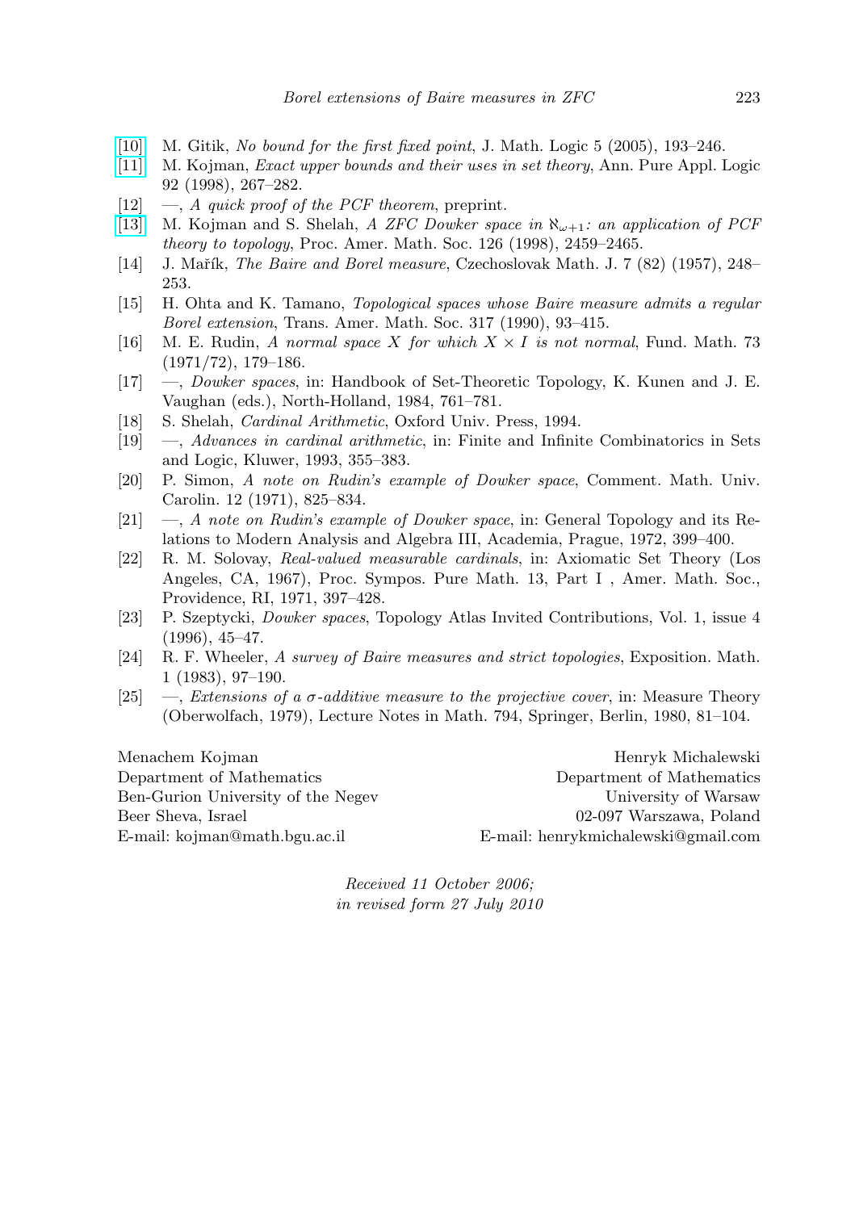[10] M. Gitik, *No bound for the first fixed point*, J. Math. Logic 5 (2005), 193–246.

[11] M. Kojman, *Exact upper bounds and their uses in set theory*, Ann. Pure Appl. Logic 92 (1998), 267–282.

[12] —, *A quick proof of the PCF theorem*, preprint.

[13] M. Kojman and S. Shelah, *A ZFC Dowker space in $\aleph_{\omega+1}$: an application of PCF theory to topology*, Proc. Amer. Math. Soc. 126 (1998), 2459–2465.

[14] J. Mařík, *The Baire and Borel measure*, Czechoslovak Math. J. 7 (82) (1957), 248–253.

[15] H. Ohta and K. Tamano, *Topological spaces whose Baire measure admits a regular Borel extension*, Trans. Amer. Math. Soc. 317 (1990), 93–415.

[16] M. E. Rudin, *A normal space X for which X × I is not normal*, Fund. Math. 73 (1971/72), 179–186.

[17] —, *Dowker spaces*, in: Handbook of Set-Theoretic Topology, K. Kunen and J. E. Vaughan (eds.), North-Holland, 1984, 761–781.

[18] S. Shelah, *Cardinal Arithmetic*, Oxford Univ. Press, 1994.

[19] —, *Advances in cardinal arithmetic*, in: Finite and Infinite Combinatorics in Sets and Logic, Kluwer, 1993, 355–383.

[20] P. Simon, *A note on Rudin's example of Dowker space*, Comment. Math. Univ. Carolin. 12 (1971), 825–834.

[21] —, *A note on Rudin's example of Dowker space*, in: General Topology and its Relations to Modern Analysis and Algebra III, Academia, Prague, 1972, 399–400.

[22] R. M. Solovay, *Real-valued measurable cardinals*, in: Axiomatic Set Theory (Los Angeles, CA, 1967), Proc. Sympos. Pure Math. 13, Part I , Amer. Math. Soc., Providence, RI, 1971, 397–428.

[23] P. Szeptycki, *Dowker spaces*, Topology Atlas Invited Contributions, Vol. 1, issue 4 (1996), 45–47.

[24] R. F. Wheeler, *A survey of Baire measures and strict topologies*, Exposition. Math. 1 (1983), 97–190.

[25] —, *Extensions of a σ-additive measure to the projective cover*, in: Measure Theory (Oberwolfach, 1979), Lecture Notes in Math. 794, Springer, Berlin, 1980, 81–104.

Menachem Kojman
Department of Mathematics
Ben-Gurion University of the Negev
Beer Sheva, Israel
E-mail: kojman@math.bgu.ac.il

Henryk Michalewski
Department of Mathematics
University of Warsaw
02-097 Warszawa, Poland
E-mail: henrykmichalewski@gmail.com

*Received 11 October 2006;*
*in revised form 27 July 2010*